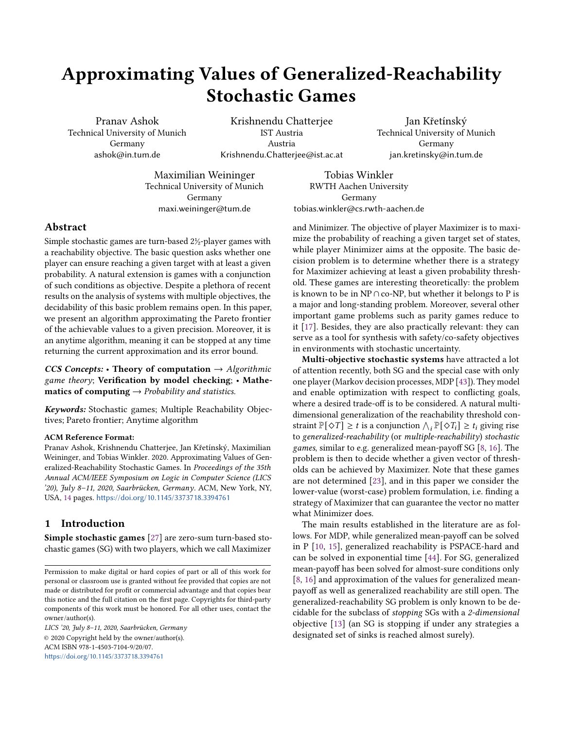# Approximating Values of Generalized-Reachability Stochastic Games

Pranav Ashok
Technical University of Munich
Germany
ashok@in.tum.de

Krishnendu Chatterjee
IST Austria
Austria
Krishnendu.Chatterjee@ist.ac.at

Jan Křetínský
Technical University of Munich
Germany
jan.kretinsky@in.tum.de

Maximilian Weininger
Technical University of Munich
Germany
maxi.weininger@tum.de

Tobias Winkler
RWTH Aachen University
Germany
tobias.winkler@cs.rwth-aachen.de

## Abstract

Simple stochastic games are turn-based 2½-player games with a reachability objective. The basic question asks whether one player can ensure reaching a given target with at least a given probability. A natural extension is games with a conjunction of such conditions as objective. Despite a plethora of recent results on the analysis of systems with multiple objectives, the decidability of this basic problem remains open. In this paper, we present an algorithm approximating the Pareto frontier of the achievable values to a given precision. Moreover, it is an anytime algorithm, meaning it can be stopped at any time returning the current approximation and its error bound.

***CCS Concepts:*** • **Theory of computation** → *Algorithmic game theory*; **Verification by model checking**; • **Mathematics of computing** → *Probability and statistics*.

***Keywords:*** Stochastic games; Multiple Reachability Objectives; Pareto frontier; Anytime algorithm

**ACM Reference Format:**
Pranav Ashok, Krishnendu Chatterjee, Jan Křetínský, Maximilian Weininger, and Tobias Winkler. 2020. Approximating Values of Generalized-Reachability Stochastic Games. In *Proceedings of the 35th Annual ACM/IEEE Symposium on Logic in Computer Science (LICS '20), July 8–11, 2020, Saarbrücken, Germany*. ACM, New York, NY, USA, 14 pages. https://doi.org/10.1145/3373718.3394761

## 1 Introduction

**Simple stochastic games** [27] are zero-sum turn-based stochastic games (SG) with two players, which we call Maximizer and Minimizer. The objective of player Maximizer is to maximize the probability of reaching a given target set of states, while player Minimizer aims at the opposite. The basic decision problem is to determine whether there is a strategy for Maximizer achieving at least a given probability threshold. These games are interesting theoretically: the problem is known to be in NP ∩ co-NP, but whether it belongs to P is a major and long-standing problem. Moreover, several other important game problems such as parity games reduce to it [17]. Besides, they are also practically relevant: they can serve as a tool for synthesis with safety/co-safety objectives in environments with stochastic uncertainty.

**Multi-objective stochastic systems** have attracted a lot of attention recently, both SG and the special case with only one player (Markov decision processes, MDP [43]). They model and enable optimization with respect to conflicting goals, where a desired trade-off is to be considered. A natural multi-dimensional generalization of the reachability threshold constraint $\mathbb{P}[\Diamond T] \geq t$ is a conjunction $\bigwedge_i \mathbb{P}[\Diamond T_i] \geq t_i$ giving rise to *generalized-reachability* (or *multiple-reachability*) *stochastic games*, similar to e.g. generalized mean-payoff SG [8, 16]. The problem is then to decide whether a given vector of thresholds can be achieved by Maximizer. Note that these games are not determined [23], and in this paper we consider the lower-value (worst-case) problem formulation, i.e. finding a strategy of Maximizer that can guarantee the vector no matter what Minimizer does.

The main results established in the literature are as follows. For MDP, while generalized mean-payoff can be solved in P [10, 15], generalized reachability is PSPACE-hard and can be solved in exponential time [44]. For SG, generalized mean-payoff has been solved for almost-sure conditions only [8, 16] and approximation of the values for generalized mean-payoff as well as generalized reachability are still open. The generalized-reachability SG problem is only known to be decidable for the subclass of *stopping* SGs with a *2-dimensional* objective [13] (an SG is stopping if under any strategies a designated set of sinks is reached almost surely).

Permission to make digital or hard copies of part or all of this work for personal or classroom use is granted without fee provided that copies are not made or distributed for profit or commercial advantage and that copies bear this notice and the full citation on the first page. Copyrights for third-party components of this work must be honored. For all other uses, contact the owner/author(s).
*LICS '20, July 8–11, 2020, Saarbrücken, Germany*
© 2020 Copyright held by the owner/author(s).
ACM ISBN 978-1-4503-7104-9/20/07.
https://doi.org/10.1145/3373718.3394761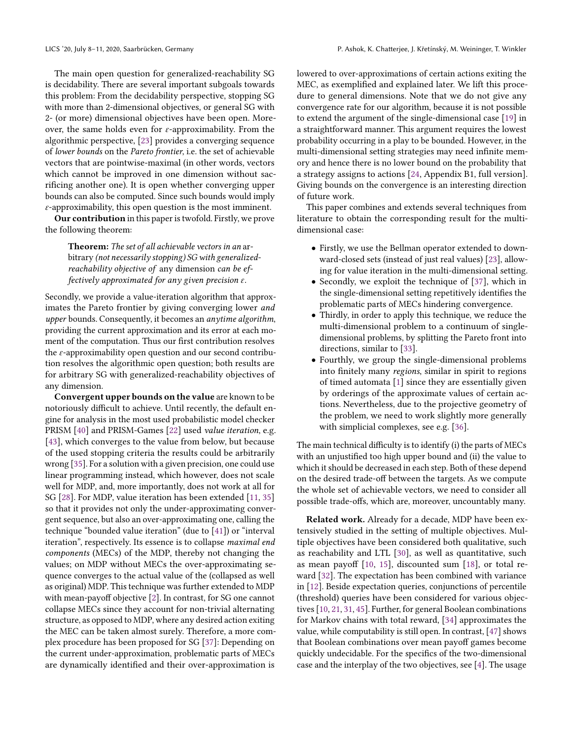The main open question for generalized-reachability SG is decidability. There are several important subgoals towards this problem: From the decidability perspective, stopping SG with more than 2-dimensional objectives, or general SG with 2- (or more) dimensional objectives have been open. Moreover, the same holds even for $\varepsilon$-approximability. From the algorithmic perspective, [23] provides a converging sequence of *lower bounds* on the *Pareto frontier*, i.e. the set of achievable vectors that are pointwise-maximal (in other words, vectors which cannot be improved in one dimension without sacrificing another one). It is open whether converging upper bounds can also be computed. Since such bounds would imply $\varepsilon$-approximability, this open question is the most imminent.

**Our contribution** in this paper is twofold. Firstly, we prove the following theorem:

> **Theorem:** *The set of all achievable vectors in an* arbitrary *(not necessarily stopping) SG with generalized-reachability objective of* any dimension *can be effectively approximated for any given precision $\varepsilon$.*

Secondly, we provide a value-iteration algorithm that approximates the Pareto frontier by giving converging lower *and upper* bounds. Consequently, it becomes an *anytime algorithm*, providing the current approximation and its error at each moment of the computation. Thus our first contribution resolves the $\varepsilon$-approximability open question and our second contribution resolves the algorithmic open question; both results are for arbitrary SG with generalized-reachability objectives of any dimension.

**Convergent upper bounds on the value** are known to be notoriously difficult to achieve. Until recently, the default engine for analysis in the most used probabilistic model checker PRISM [40] and PRISM-Games [22] used *value iteration*, e.g. [43], which converges to the value from below, but because of the used stopping criteria the results could be arbitrarily wrong [35]. For a solution with a given precision, one could use linear programming instead, which however, does not scale well for MDP, and, more importantly, does not work at all for SG [28]. For MDP, value iteration has been extended [11, 35] so that it provides not only the under-approximating convergent sequence, but also an over-approximating one, calling the technique "bounded value iteration" (due to [41]) or "interval iteration", respectively. Its essence is to collapse *maximal end components* (MECs) of the MDP, thereby not changing the values; on MDP without MECs the over-approximating sequence converges to the actual value of the (collapsed as well as original) MDP. This technique was further extended to MDP with mean-payoff objective [2]. In contrast, for SG one cannot collapse MECs since they account for non-trivial alternating structure, as opposed to MDP, where any desired action exiting the MEC can be taken almost surely. Therefore, a more complex procedure has been proposed for SG [37]: Depending on the current under-approximation, problematic parts of MECs are dynamically identified and their over-approximation is lowered to over-approximations of certain actions exiting the MEC, as exemplified and explained later. We lift this procedure to general dimensions. Note that we do not give any convergence rate for our algorithm, because it is not possible to extend the argument of the single-dimensional case [19] in a straightforward manner. This argument requires the lowest probability occurring in a play to be bounded. However, in the multi-dimensional setting strategies may need infinite memory and hence there is no lower bound on the probability that a strategy assigns to actions [24, Appendix B1, full version]. Giving bounds on the convergence is an interesting direction of future work.

This paper combines and extends several techniques from literature to obtain the corresponding result for the multi-dimensional case:

- Firstly, we use the Bellman operator extended to downward-closed sets (instead of just real values) [23], allowing for value iteration in the multi-dimensional setting.
- Secondly, we exploit the technique of [37], which in the single-dimensional setting repetitively identifies the problematic parts of MECs hindering convergence.
- Thirdly, in order to apply this technique, we reduce the multi-dimensional problem to a continuum of single-dimensional problems, by splitting the Pareto front into directions, similar to [33].
- Fourthly, we group the single-dimensional problems into finitely many *regions*, similar in spirit to regions of timed automata [1] since they are essentially given by orderings of the approximate values of certain actions. Nevertheless, due to the projective geometry of the problem, we need to work slightly more generally with simplicial complexes, see e.g. [36].

The main technical difficulty is to identify (i) the parts of MECs with an unjustified too high upper bound and (ii) the value to which it should be decreased in each step. Both of these depend on the desired trade-off between the targets. As we compute the whole set of achievable vectors, we need to consider all possible trade-offs, which are, moreover, uncountably many.

**Related work.** Already for a decade, MDP have been extensively studied in the setting of multiple objectives. Multiple objectives have been considered both qualitative, such as reachability and LTL [30], as well as quantitative, such as mean payoff [10, 15], discounted sum [18], or total reward [32]. The expectation has been combined with variance in [12]. Beside expectation queries, conjunctions of percentile (threshold) queries have been considered for various objectives [10, 21, 31, 45]. Further, for general Boolean combinations for Markov chains with total reward, [34] approximates the value, while computability is still open. In contrast, [47] shows that Boolean combinations over mean payoff games become quickly undecidable. For the specifics of the two-dimensional case and the interplay of the two objectives, see [4]. The usage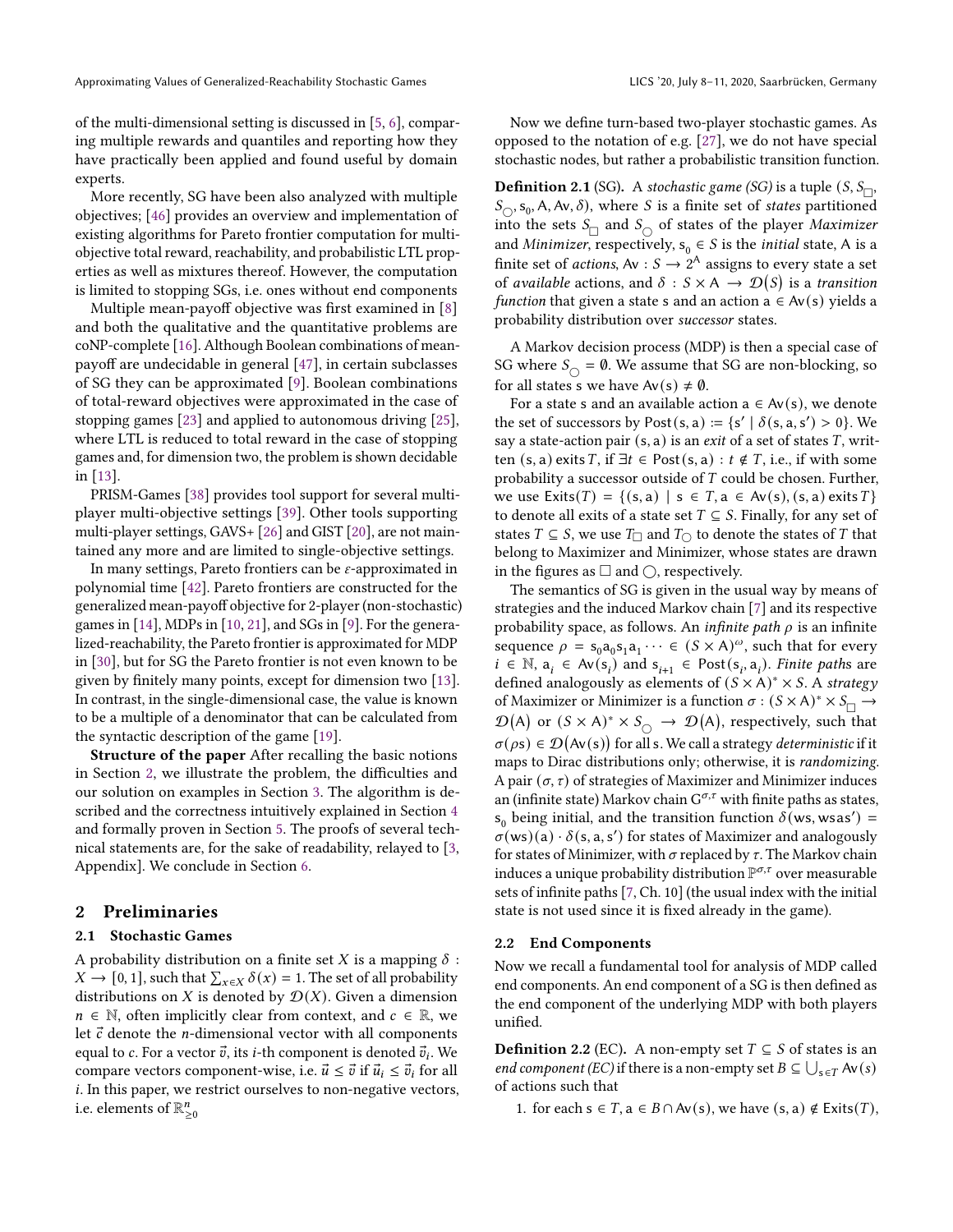of the multi-dimensional setting is discussed in [5, 6], comparing multiple rewards and quantiles and reporting how they have practically been applied and found useful by domain experts.

More recently, SG have been also analyzed with multiple objectives; [46] provides an overview and implementation of existing algorithms for Pareto frontier computation for multi-objective total reward, reachability, and probabilistic LTL properties as well as mixtures thereof. However, the computation is limited to stopping SGs, i.e. ones without end components

Multiple mean-payoff objective was first examined in [8] and both the qualitative and the quantitative problems are coNP-complete [16]. Although Boolean combinations of mean-payoff are undecidable in general [47], in certain subclasses of SG they can be approximated [9]. Boolean combinations of total-reward objectives were approximated in the case of stopping games [23] and applied to autonomous driving [25], where LTL is reduced to total reward in the case of stopping games and, for dimension two, the problem is shown decidable in [13].

PRISM-Games [38] provides tool support for several multi-player multi-objective settings [39]. Other tools supporting multi-player settings, GAVS+ [26] and GIST [20], are not maintained any more and are limited to single-objective settings.

In many settings, Pareto frontiers can be $\varepsilon$-approximated in polynomial time [42]. Pareto frontiers are constructed for the generalized mean-payoff objective for 2-player (non-stochastic) games in [14], MDPs in [10, 21], and SGs in [9]. For the generalized-reachability, the Pareto frontier is approximated for MDP in [30], but for SG the Pareto frontier is not even known to be given by finitely many points, except for dimension two [13]. In contrast, in the single-dimensional case, the value is known to be a multiple of a denominator that can be calculated from the syntactic description of the game [19].

**Structure of the paper** After recalling the basic notions in Section 2, we illustrate the problem, the difficulties and our solution on examples in Section 3. The algorithm is described and the correctness intuitively explained in Section 4 and formally proven in Section 5. The proofs of several technical statements are, for the sake of readability, relayed to [3, Appendix]. We conclude in Section 6.

## 2 Preliminaries

### 2.1 Stochastic Games

A probability distribution on a finite set $X$ is a mapping $\delta : X \to [0,1]$, such that $\sum_{x \in X} \delta(x) = 1$. The set of all probability distributions on $X$ is denoted by $\mathcal{D}(X)$. Given a dimension $n \in \mathbb{N}$, often implicitly clear from context, and $c \in \mathbb{R}$, we let $\vec{c}$ denote the $n$-dimensional vector with all components equal to $c$. For a vector $\vec{v}$, its $i$-th component is denoted $\vec{v}_i$. We compare vectors component-wise, i.e. $\vec{u} \le \vec{v}$ if $\vec{u}_i \le \vec{v}_i$ for all $i$. In this paper, we restrict ourselves to non-negative vectors, i.e. elements of $\mathbb{R}^n_{\ge 0}$

Now we define turn-based two-player stochastic games. As opposed to the notation of e.g. [27], we do not have special stochastic nodes, but rather a probabilistic transition function.

**Definition 2.1** (SG). A *stochastic game (SG)* is a tuple $(S, S_{\Box}, S_{\bigcirc}, s_0, A, Av, \delta)$, where $S$ is a finite set of *states* partitioned into the sets $S_{\Box}$ and $S_{\bigcirc}$ of states of the player *Maximizer* and *Minimizer*, respectively, $s_0 \in S$ is the *initial* state, $A$ is a finite set of *actions*, $Av : S \to 2^A$ assigns to every state a set of *available* actions, and $\delta : S \times A \to \mathcal{D}(S)$ is a *transition function* that given a state $s$ and an action $a \in Av(s)$ yields a probability distribution over *successor* states.

A Markov decision process (MDP) is then a special case of SG where $S_{\bigcirc} = \emptyset$. We assume that SG are non-blocking, so for all states $s$ we have $Av(s) \neq \emptyset$.

For a state $s$ and an available action $a \in Av(s)$, we denote the set of successors by $Post(s, a) := \{s' \mid \delta(s, a, s') > 0\}$. We say a state-action pair $(s, a)$ is an *exit* of a set of states $T$, written $(s, a)$ exits $T$, if $\exists t \in Post(s, a) : t \notin T$, i.e., if with some probability a successor outside of $T$ could be chosen. Further, we use $Exits(T) = \{(s, a) \mid s \in T, a \in Av(s), (s, a) \text{ exits } T\}$ to denote all exits of a state set $T \subseteq S$. Finally, for any set of states $T \subseteq S$, we use $T_{\Box}$ and $T_{\bigcirc}$ to denote the states of $T$ that belong to Maximizer and Minimizer, whose states are drawn in the figures as $\Box$ and $\bigcirc$, respectively.

The semantics of SG is given in the usual way by means of strategies and the induced Markov chain [7] and its respective probability space, as follows. An *infinite path* $\rho$ is an infinite sequence $\rho = s_0 a_0 s_1 a_1 \cdots \in (S \times A)^{\omega}$, such that for every $i \in \mathbb{N}$, $a_i \in Av(s_i)$ and $s_{i+1} \in Post(s_i, a_i)$. *Finite paths* are defined analogously as elements of $(S \times A)^* \times S$. A *strategy* of Maximizer or Minimizer is a function $\sigma : (S \times A)^* \times S_{\Box} \to \mathcal{D}(A)$ or $(S \times A)^* \times S_{\bigcirc} \to \mathcal{D}(A)$, respectively, such that $\sigma(\rho s) \in \mathcal{D}(Av(s))$ for all $s$. We call a strategy *deterministic* if it maps to Dirac distributions only; otherwise, it is *randomizing*. A pair $(\sigma, \tau)$ of strategies of Maximizer and Minimizer induces an (infinite state) Markov chain $G^{\sigma,\tau}$ with finite paths as states, $s_0$ being initial, and the transition function $\delta(ws, wsas') = \sigma(ws)(a) \cdot \delta(s, a, s')$ for states of Maximizer and analogously for states of Minimizer, with $\sigma$ replaced by $\tau$. The Markov chain induces a unique probability distribution $\mathbb{P}^{\sigma,\tau}$ over measurable sets of infinite paths [7, Ch. 10] (the usual index with the initial state is not used since it is fixed already in the game).

### 2.2 End Components

Now we recall a fundamental tool for analysis of MDP called end components. An end component of a SG is then defined as the end component of the underlying MDP with both players unified.

**Definition 2.2** (EC). A non-empty set $T \subseteq S$ of states is an *end component (EC)* if there is a non-empty set $B \subseteq \bigcup_{s \in T} Av(s)$ of actions such that

1. for each $s \in T, a \in B \cap Av(s)$, we have $(s, a) \notin Exits(T)$,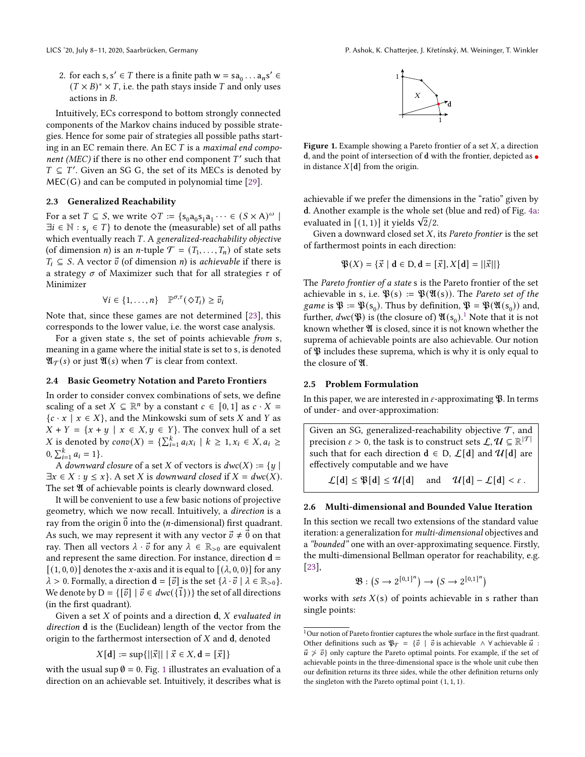2. for each $s, s' \in T$ there is a finite path $w = s a_0 \dots a_n s' \in (T \times B)^* \times T$, i.e. the path stays inside $T$ and only uses actions in $B$.

Intuitively, ECs correspond to bottom strongly connected components of the Markov chains induced by possible strategies. Hence for some pair of strategies all possible paths starting in an EC remain there. An EC $T$ is a *maximal end component (MEC)* if there is no other end component $T'$ such that $T \subseteq T'$. Given an SG G, the set of its MECs is denoted by $\mathsf{MEC}(\mathsf{G})$ and can be computed in polynomial time [29].

### 2.3 Generalized Reachability

For a set $T \subseteq S$, we write $\Diamond T := \{s_0 a_0 s_1 a_1 \dots \in (S \times A)^\omega \mid \exists i \in \mathbb{N} : s_i \in T\}$ to denote the (measurable) set of all paths which eventually reach $T$. A *generalized-reachability objective* (of dimension $n$) is an $n$-tuple $\mathcal{T} = (T_1, \dots, T_n)$ of state sets $T_i \subseteq S$. A vector $\vec{v}$ (of dimension $n$) is *achievable* if there is a strategy $\sigma$ of Maximizer such that for all strategies $\tau$ of Minimizer

$$\forall i \in \{1, \dots, n\} \quad \mathbb{P}^{\sigma,\tau}(\Diamond T_i) \geq \vec{v}_i$$

Note that, since these games are not determined [23], this corresponds to the lower value, i.e. the worst case analysis.

For a given state s, the set of points achievable *from* s, meaning in a game where the initial state is set to s, is denoted $\mathfrak{A}_{\mathcal{T}}(s)$ or just $\mathfrak{A}(s)$ when $\mathcal{T}$ is clear from context.

### 2.4 Basic Geometry Notation and Pareto Frontiers

In order to consider convex combinations of sets, we define scaling of a set $X \subseteq \mathbb{R}^n$ by a constant $c \in [0, 1]$ as $c \cdot X = \{c \cdot x \mid x \in X\}$, and the Minkowski sum of sets $X$ and $Y$ as $X + Y = \{x + y \mid x \in X, y \in Y\}$. The convex hull of a set $X$ is denoted by $conv(X) = \{\sum_{i=1}^{k} a_i x_i \mid k \geq 1, x_i \in X, a_i \geq 0, \sum_{i=1}^{k} a_i = 1\}$.

A *downward closure* of a set $X$ of vectors is $dwc(X) := \{y \mid \exists x \in X : y \leq x\}$. A set $X$ is *downward closed* if $X = dwc(X)$. The set $\mathfrak{A}$ of achievable points is clearly downward closed.

It will be convenient to use a few basic notions of projective geometry, which we now recall. Intuitively, a *direction* is a ray from the origin $\vec{0}$ into the ($n$-dimensional) first quadrant. As such, we may represent it with any vector $\vec{v} \neq \vec{0}$ on that ray. Then all vectors $\lambda \cdot \vec{v}$ for any $\lambda \in \mathbb{R}_{>0}$ are equivalent and represent the same direction. For instance, direction $\mathbf{d} = [(1, 0, 0)]$ denotes the $x$-axis and it is equal to $[(\lambda, 0, 0)]$ for any $\lambda > 0$. Formally, a direction $\mathbf{d} = [\vec{v}]$ is the set $\{\lambda \cdot \vec{v} \mid \lambda \in \mathbb{R}_{>0}\}$. We denote by $\mathrm{D} = \{[\vec{v}] \mid \vec{v} \in dwc(\{\vec{1}\})\}$ the set of all directions (in the first quadrant).

Given a set $X$ of points and a direction $\mathbf{d}$, $X$ *evaluated in direction* $\mathbf{d}$ is the (Euclidean) length of the vector from the origin to the farthermost intersection of $X$ and $\mathbf{d}$, denoted

$$X[\mathbf{d}] := \sup\{||\vec{x}|| \mid \vec{x} \in X, \mathbf{d} = [\vec{x}]\}$$

with the usual $\sup \emptyset = 0$. Fig. 1 illustrates an evaluation of a direction on an achievable set. Intuitively, it describes what is achievable if we prefer the dimensions in the "ratio" given by $\mathbf{d}$. Another example is the whole set (blue and red) of Fig. 4a: evaluated in $[(1, 1)]$ it yields $\sqrt{2}/2$.

**Figure 1.** Example showing a Pareto frontier of a set $X$, a direction $\mathbf{d}$, and the point of intersection of $\mathbf{d}$ with the frontier, depicted as • in distance $X[\mathbf{d}]$ from the origin.

Given a downward closed set $X$, its *Pareto frontier* is the set of farthermost points in each direction:

$$\mathfrak{P}(X) = \{\vec{x} \mid \mathbf{d} \in \mathrm{D}, \mathbf{d} = [\vec{x}], X[\mathbf{d}] = ||\vec{x}||\}$$

The *Pareto frontier of a state* s is the Pareto frontier of the set achievable in s, i.e. $\mathfrak{P}(s) := \mathfrak{P}(\mathfrak{A}(s))$. The *Pareto set of the game* is $\mathfrak{P} := \mathfrak{P}(s_0)$. Thus by definition, $\mathfrak{P} = \mathfrak{P}(\mathfrak{A}(s_0))$ and, further, $dwc(\mathfrak{P})$ is (the closure of) $\mathfrak{A}(s_0)$.[1] Note that it is not known whether $\mathfrak{A}$ is closed, since it is not known whether the suprema of achievable points are also achievable. Our notion of $\mathfrak{P}$ includes these suprema, which is why it is only equal to the closure of $\mathfrak{A}$.

### 2.5 Problem Formulation

In this paper, we are interested in $\varepsilon$-approximating $\mathfrak{P}$. In terms of under- and over-approximation:

> Given an SG, generalized-reachability objective $\mathcal{T}$, and precision $\varepsilon > 0$, the task is to construct sets $\mathcal{L}, \mathcal{U} \subseteq \mathbb{R}^{|\mathcal{T}|}$ such that for each direction $\mathbf{d} \in \mathrm{D}$, $\mathcal{L}[\mathbf{d}]$ and $\mathcal{U}[\mathbf{d}]$ are effectively computable and we have
>
> $$\mathcal{L}[\mathbf{d}] \leq \mathfrak{P}[\mathbf{d}] \leq \mathcal{U}[\mathbf{d}] \quad \text{and} \quad \mathcal{U}[\mathbf{d}] - \mathcal{L}[\mathbf{d}] < \varepsilon .$$

### 2.6 Multi-dimensional and Bounded Value Iteration

In this section we recall two extensions of the standard value iteration: a generalization for *multi-dimensional* objectives and a *"bounded"* one with an over-approximating sequence. Firstly, the multi-dimensional Bellman operator for reachability, e.g. [23],

$$\mathfrak{B} : \left(S \to 2^{[0,1]^n}\right) \to \left(S \to 2^{[0,1]^n}\right)$$

works with *sets* $X(s)$ of points achievable in s rather than single points:

[1] Our notion of Pareto frontier captures the whole surface in the first quadrant. Other definitions such as $\mathfrak{P}_{\mathcal{T}} = \{\vec{v} \mid \vec{v} \text{ is achievable } \wedge \forall \text{ achievable } \vec{u} : \vec{u} \not> \vec{v}\}$ only capture the Pareto optimal points. For example, if the set of achievable points in the three-dimensional space is the whole unit cube then our definition returns its three sides, while the other definition returns only the singleton with the Pareto optimal point $(1, 1, 1)$.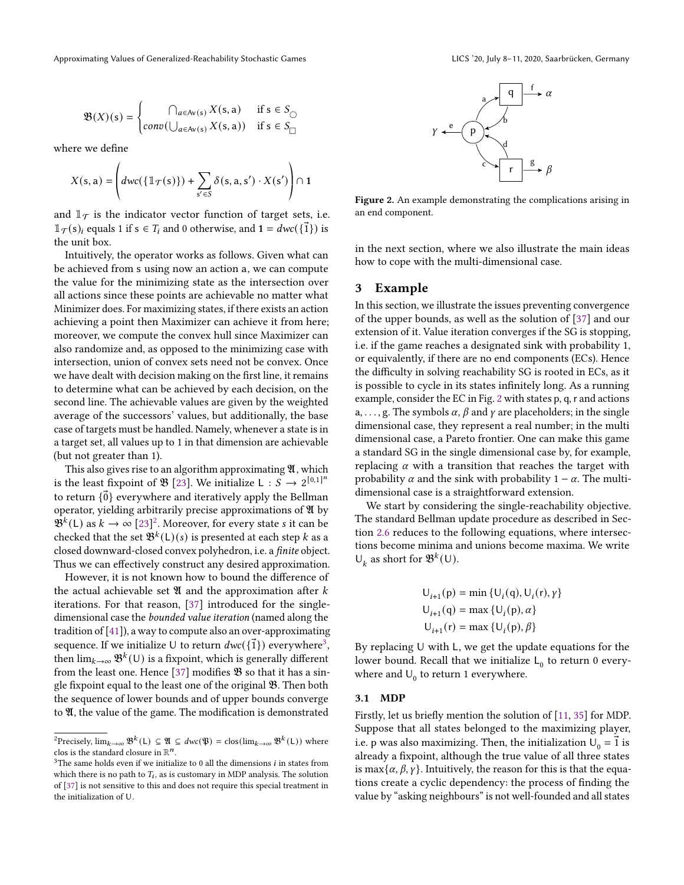$$\mathfrak{B}(X)(\mathsf{s}) = \begin{cases} \bigcap_{a \in \mathsf{Av}(\mathsf{s})} X(\mathsf{s}, \mathsf{a}) & \text{if } \mathsf{s} \in S_{\bigcirc} \\ conv(\bigcup_{a \in \mathsf{Av}(\mathsf{s})} X(\mathsf{s}, \mathsf{a})) & \text{if } \mathsf{s} \in S_{\Box} \end{cases}$$

where we define

$$X(\mathsf{s}, \mathsf{a}) = \left( dwc(\{\mathbb{1}_{\mathcal{T}}(\mathsf{s})\}) + \sum_{\mathsf{s}' \in S} \delta(\mathsf{s}, \mathsf{a}, \mathsf{s}') \cdot X(\mathsf{s}') \right) \cap \mathbf{1}$$

and $\mathbb{1}_{\mathcal{T}}$ is the indicator vector function of target sets, i.e. $\mathbb{1}_{\mathcal{T}}(\mathsf{s})_i$ equals 1 if $\mathsf{s} \in T_i$ and 0 otherwise, and $\mathbf{1} = dwc(\{\vec{1}\})$ is the unit box.

Intuitively, the operator works as follows. Given what can be achieved from s using now an action a, we can compute the value for the minimizing state as the intersection over all actions since these points are achievable no matter what Minimizer does. For maximizing states, if there exists an action achieving a point then Maximizer can achieve it from here; moreover, we compute the convex hull since Maximizer can also randomize and, as opposed to the minimizing case with intersection, union of convex sets need not be convex. Once we have dealt with decision making on the first line, it remains to determine what can be achieved by each decision, on the second line. The achievable values are given by the weighted average of the successors' values, but additionally, the base case of targets must be handled. Namely, whenever a state is in a target set, all values up to 1 in that dimension are achievable (but not greater than 1).

This also gives rise to an algorithm approximating $\mathfrak{A}$, which is the least fixpoint of $\mathfrak{B}$ [23]. We initialize $\mathsf{L} : S \to 2^{[0,1]^n}$ to return $\{\vec{0}\}$ everywhere and iteratively apply the Bellman operator, yielding arbitrarily precise approximations of $\mathfrak{A}$ by $\mathfrak{B}^k(\mathsf{L})$ as $k \to \infty$ [23][2]. Moreover, for every state $s$ it can be checked that the set $\mathfrak{B}^k(\mathsf{L})(s)$ is presented at each step $k$ as a closed downward-closed convex polyhedron, i.e. a *finite* object. Thus we can effectively construct any desired approximation.

However, it is not known how to bound the difference of the actual achievable set $\mathfrak{A}$ and the approximation after $k$ iterations. For that reason, [37] introduced for the single-dimensional case the *bounded value iteration* (named along the tradition of [41]), a way to compute also an over-approximating sequence. If we initialize U to return $dwc(\{\vec{1}\})$ everywhere[3], then $\lim_{k\to\infty} \mathfrak{B}^k(\mathsf{U})$ is a fixpoint, which is generally different from the least one. Hence [37] modifies $\mathfrak{B}$ so that it has a single fixpoint equal to the least one of the original $\mathfrak{B}$. Then both the sequence of lower bounds and of upper bounds converge to $\mathfrak{A}$, the value of the game. The modification is demonstrated in the next section, where we also illustrate the main ideas how to cope with the multi-dimensional case.

[2] Precisely, $\lim_{k\to\infty} \mathfrak{B}^k(\mathsf{L}) \subseteq \mathfrak{A} \subseteq dwc(\mathfrak{P}) = \text{clos}(\lim_{k\to\infty} \mathfrak{B}^k(\mathsf{L}))$ where clos is the standard closure in $\mathbb{R}^n$.

[3] The same holds even if we initialize to 0 all the dimensions $i$ in states from which there is no path to $T_i$, as is customary in MDP analysis. The solution of [37] is not sensitive to this and does not require this special treatment in the initialization of U.

Figure 2. An example demonstrating the complications arising in an end component.

## 3 Example

In this section, we illustrate the issues preventing convergence of the upper bounds, as well as the solution of [37] and our extension of it. Value iteration converges if the SG is stopping, i.e. if the game reaches a designated sink with probability 1, or equivalently, if there are no end components (ECs). Hence the difficulty in solving reachability SG is rooted in ECs, as it is possible to cycle in its states infinitely long. As a running example, consider the EC in Fig. 2 with states p, q, r and actions a, . . . , g. The symbols $\alpha$, $\beta$ and $\gamma$ are placeholders; in the single dimensional case, they represent a real number; in the multi dimensional case, a Pareto frontier. One can make this game a standard SG in the single dimensional case by, for example, replacing $\alpha$ with a transition that reaches the target with probability $\alpha$ and the sink with probability $1 - \alpha$. The multi-dimensional case is a straightforward extension.

We start by considering the single-reachability objective. The standard Bellman update procedure as described in Section 2.6 reduces to the following equations, where intersections become minima and unions become maxima. We write $\mathsf{U}_k$ as short for $\mathfrak{B}^k(\mathsf{U})$.

$$\mathsf{U}_{i+1}(\mathsf{p}) = \min\{\mathsf{U}_i(\mathsf{q}), \mathsf{U}_i(\mathsf{r}), \gamma\}$$
$$\mathsf{U}_{i+1}(\mathsf{q}) = \max\{\mathsf{U}_i(\mathsf{p}), \alpha\}$$
$$\mathsf{U}_{i+1}(\mathsf{r}) = \max\{\mathsf{U}_i(\mathsf{p}), \beta\}$$

By replacing U with L, we get the update equations for the lower bound. Recall that we initialize $\mathsf{L}_0$ to return 0 everywhere and $\mathsf{U}_0$ to return 1 everywhere.

### 3.1 MDP

Firstly, let us briefly mention the solution of [11, 35] for MDP. Suppose that all states belonged to the maximizing player, i.e. p was also maximizing. Then, the initialization $\mathsf{U}_0 = \vec{1}$ is already a fixpoint, although the true value of all three states is $\max\{\alpha, \beta, \gamma\}$. Intuitively, the reason for this is that the equations create a cyclic dependency: the process of finding the value by "asking neighbours" is not well-founded and all states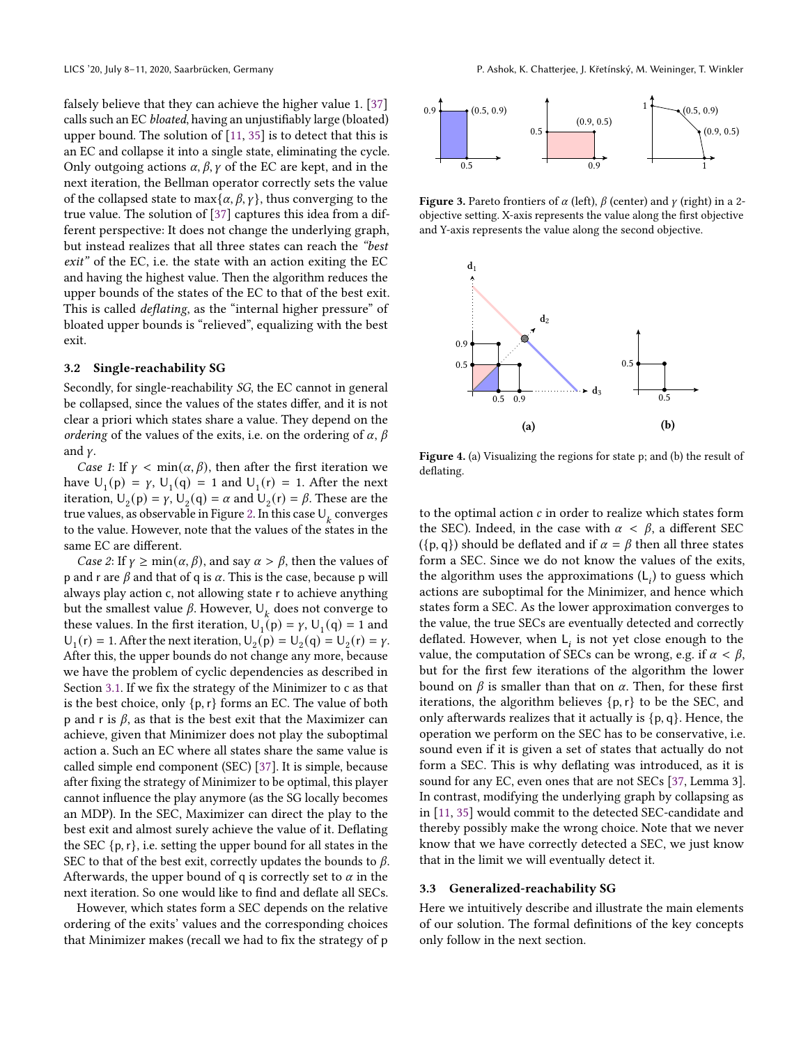falsely believe that they can achieve the higher value 1. [37] calls such an EC *bloated*, having an unjustifiably large (bloated) upper bound. The solution of [11, 35] is to detect that this is an EC and collapse it into a single state, eliminating the cycle. Only outgoing actions $\alpha, \beta, \gamma$ of the EC are kept, and in the next iteration, the Bellman operator correctly sets the value of the collapsed state to $\max\{\alpha, \beta, \gamma\}$, thus converging to the true value. The solution of [37] captures this idea from a different perspective: It does not change the underlying graph, but instead realizes that all three states can reach the *"best exit"* of the EC, i.e. the state with an action exiting the EC and having the highest value. Then the algorithm reduces the upper bounds of the states of the EC to that of the best exit. This is called *deflating*, as the "internal higher pressure" of bloated upper bounds is "relieved", equalizing with the best exit.

### 3.2 Single-reachability SG

Secondly, for single-reachability *SG*, the EC cannot in general be collapsed, since the values of the states differ, and it is not clear a priori which states share a value. They depend on the *ordering* of the values of the exits, i.e. on the ordering of $\alpha$, $\beta$ and $\gamma$.

*Case 1*: If $\gamma < \min(\alpha, \beta)$, then after the first iteration we have $\mathsf{U}_1(\mathsf{p}) = \gamma$, $\mathsf{U}_1(\mathsf{q}) = 1$ and $\mathsf{U}_1(\mathsf{r}) = 1$. After the next iteration, $\mathsf{U}_2(\mathsf{p}) = \gamma$, $\mathsf{U}_2(\mathsf{q}) = \alpha$ and $\mathsf{U}_2(\mathsf{r}) = \beta$. These are the true values, as observable in Figure 2. In this case $\mathsf{U}_k$ converges to the value. However, note that the values of the states in the same EC are different.

*Case 2*: If $\gamma \geq \min(\alpha, \beta)$, and say $\alpha > \beta$, then the values of p and r are $\beta$ and that of q is $\alpha$. This is the case, because p will always play action c, not allowing state r to achieve anything but the smallest value $\beta$. However, $\mathsf{U}_k$ does not converge to these values. In the first iteration, $\mathsf{U}_1(\mathsf{p}) = \gamma$, $\mathsf{U}_1(\mathsf{q}) = 1$ and $\mathsf{U}_1(\mathsf{r}) = 1$. After the next iteration, $\mathsf{U}_2(\mathsf{p}) = \mathsf{U}_2(\mathsf{q}) = \mathsf{U}_2(\mathsf{r}) = \gamma$. After this, the upper bounds do not change any more, because we have the problem of cyclic dependencies as described in Section 3.1. If we fix the strategy of the Minimizer to c as that is the best choice, only $\{\mathsf{p}, \mathsf{r}\}$ forms an EC. The value of both p and r is $\beta$, as that is the best exit that the Maximizer can achieve, given that Minimizer does not play the suboptimal action a. Such an EC where all states share the same value is called simple end component (SEC) [37]. It is simple, because after fixing the strategy of Minimizer to be optimal, this player cannot influence the play anymore (as the SG locally becomes an MDP). In the SEC, Maximizer can direct the play to the best exit and almost surely achieve the value of it. Deflating the SEC $\{\mathsf{p}, \mathsf{r}\}$, i.e. setting the upper bound for all states in the SEC to that of the best exit, correctly updates the bounds to $\beta$. Afterwards, the upper bound of q is correctly set to $\alpha$ in the next iteration. So one would like to find and deflate all SECs.

However, which states form a SEC depends on the relative ordering of the exits' values and the corresponding choices that Minimizer makes (recall we had to fix the strategy of p to the optimal action *c* in order to realize which states form the SEC). Indeed, in the case with $\alpha < \beta$, a different SEC ($\{\mathsf{p}, \mathsf{q}\}$) should be deflated and if $\alpha = \beta$ then all three states form a SEC. Since we do not know the values of the exits, the algorithm uses the approximations ($\mathsf{L}_i$) to guess which actions are suboptimal for the Minimizer, and hence which states form a SEC. As the lower approximation converges to the value, the true SECs are eventually detected and correctly deflated. However, when $\mathsf{L}_i$ is not yet close enough to the value, the computation of SECs can be wrong, e.g. if $\alpha < \beta$, but for the first few iterations of the algorithm the lower bound on $\beta$ is smaller than that on $\alpha$. Then, for these first iterations, the algorithm believes $\{\mathsf{p}, \mathsf{r}\}$ to be the SEC, and only afterwards realizes that it actually is $\{\mathsf{p}, \mathsf{q}\}$. Hence, the operation we perform on the SEC has to be conservative, i.e. sound even if it is given a set of states that actually do not form a SEC. This is why deflating was introduced, as it is sound for any EC, even ones that are not SECs [37, Lemma 3]. In contrast, modifying the underlying graph by collapsing as in [11, 35] would commit to the detected SEC-candidate and thereby possibly make the wrong choice. Note that we never know that we have correctly detected a SEC, we just know that in the limit we will eventually detect it.

**Figure 3.** Pareto frontiers of $\alpha$ (left), $\beta$ (center) and $\gamma$ (right) in a 2-objective setting. X-axis represents the value along the first objective and Y-axis represents the value along the second objective.

**Figure 4.** (a) Visualizing the regions for state p; and (b) the result of deflating.

### 3.3 Generalized-reachability SG

Here we intuitively describe and illustrate the main elements of our solution. The formal definitions of the key concepts only follow in the next section.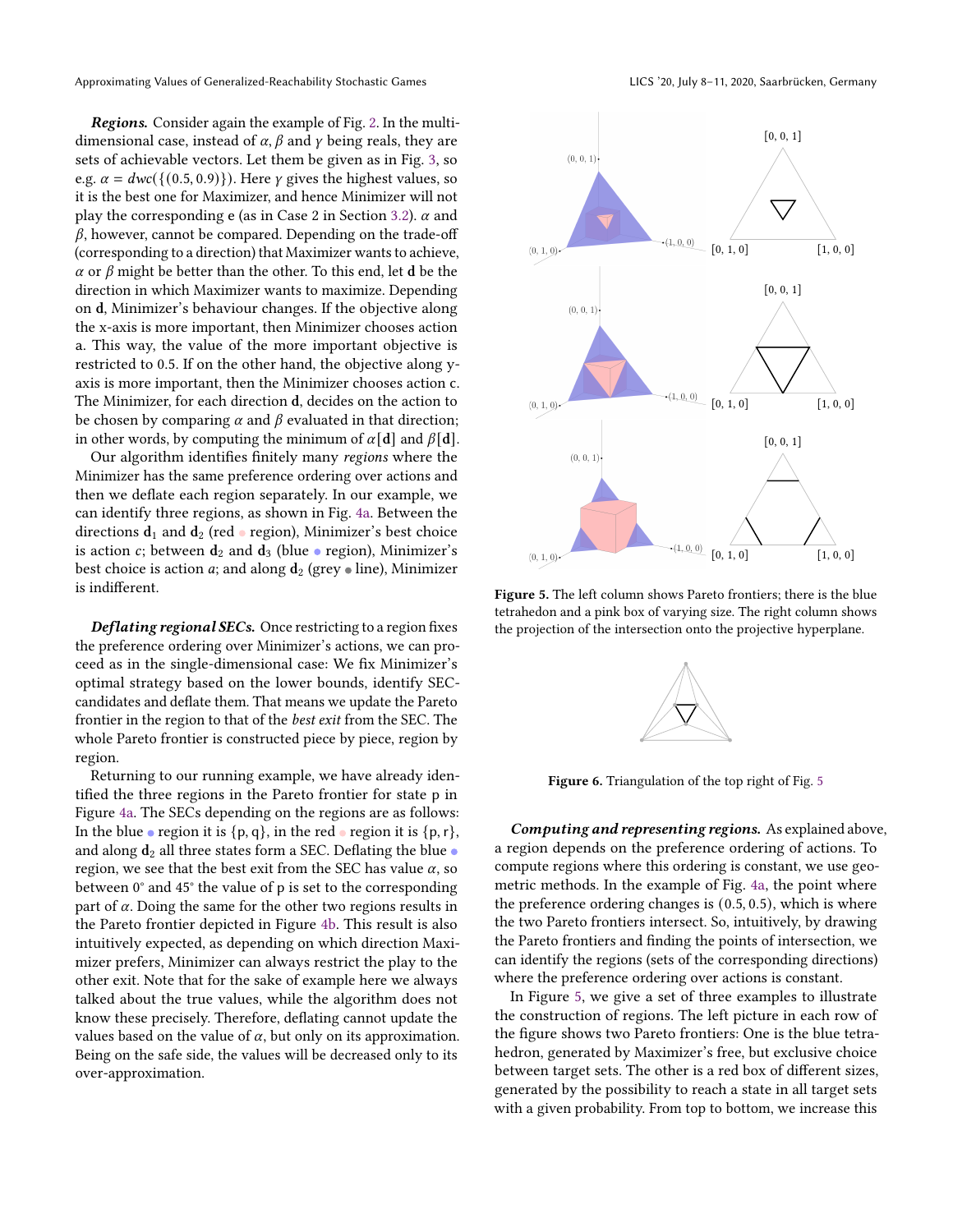***Regions.*** Consider again the example of Fig. 2. In the multi-dimensional case, instead of $\alpha, \beta$ and $\gamma$ being reals, they are sets of achievable vectors. Let them be given as in Fig. 3, so e.g. $\alpha = dwc(\{(0.5, 0.9)\})$. Here $\gamma$ gives the highest values, so it is the best one for Maximizer, and hence Minimizer will not play the corresponding e (as in Case 2 in Section 3.2). $\alpha$ and $\beta$, however, cannot be compared. Depending on the trade-off (corresponding to a direction) that Maximizer wants to achieve, $\alpha$ or $\beta$ might be better than the other. To this end, let $\mathbf{d}$ be the direction in which Maximizer wants to maximize. Depending on $\mathbf{d}$, Minimizer's behaviour changes. If the objective along the x-axis is more important, then Minimizer chooses action a. This way, the value of the more important objective is restricted to 0.5. If on the other hand, the objective along y-axis is more important, then the Minimizer chooses action c. The Minimizer, for each direction $\mathbf{d}$, decides on the action to be chosen by comparing $\alpha$ and $\beta$ evaluated in that direction; in other words, by computing the minimum of $\alpha[\mathbf{d}]$ and $\beta[\mathbf{d}]$.

Our algorithm identifies finitely many *regions* where the Minimizer has the same preference ordering over actions and then we deflate each region separately. In our example, we can identify three regions, as shown in Fig. 4a. Between the directions $\mathbf{d}_1$ and $\mathbf{d}_2$ (red ● region), Minimizer's best choice is action $c$; between $\mathbf{d}_2$ and $\mathbf{d}_3$ (blue ● region), Minimizer's best choice is action $a$; and along $\mathbf{d}_2$ (grey ● line), Minimizer is indifferent.

***Deflating regional SECs.*** Once restricting to a region fixes the preference ordering over Minimizer's actions, we can proceed as in the single-dimensional case: We fix Minimizer's optimal strategy based on the lower bounds, identify SEC-candidates and deflate them. That means we update the Pareto frontier in the region to that of the *best exit* from the SEC. The whole Pareto frontier is constructed piece by piece, region by region.

Returning to our running example, we have already identified the three regions in the Pareto frontier for state p in Figure 4a. The SECs depending on the regions are as follows: In the blue ● region it is $\{p, q\}$, in the red ● region it is $\{p, r\}$, and along $\mathbf{d}_2$ all three states form a SEC. Deflating the blue ● region, we see that the best exit from the SEC has value $\alpha$, so between 0° and 45° the value of p is set to the corresponding part of $\alpha$. Doing the same for the other two regions results in the Pareto frontier depicted in Figure 4b. This result is also intuitively expected, as depending on which direction Maximizer prefers, Minimizer can always restrict the play to the other exit. Note that for the sake of example here we always talked about the true values, while the algorithm does not know these precisely. Therefore, deflating cannot update the values based on the value of $\alpha$, but only on its approximation. Being on the safe side, the values will be decreased only to its over-approximation.

**Figure 5.** The left column shows Pareto frontiers; there is the blue tetrahedon and a pink box of varying size. The right column shows the projection of the intersection onto the projective hyperplane.

**Figure 6.** Triangulation of the top right of Fig. 5

***Computing and representing regions.*** As explained above, a region depends on the preference ordering of actions. To compute regions where this ordering is constant, we use geometric methods. In the example of Fig. 4a, the point where the preference ordering changes is $(0.5, 0.5)$, which is where the two Pareto frontiers intersect. So, intuitively, by drawing the Pareto frontiers and finding the points of intersection, we can identify the regions (sets of the corresponding directions) where the preference ordering over actions is constant.

In Figure 5, we give a set of three examples to illustrate the construction of regions. The left picture in each row of the figure shows two Pareto frontiers: One is the blue tetrahedron, generated by Maximizer's free, but exclusive choice between target sets. The other is a red box of different sizes, generated by the possibility to reach a state in all target sets with a given probability. From top to bottom, we increase this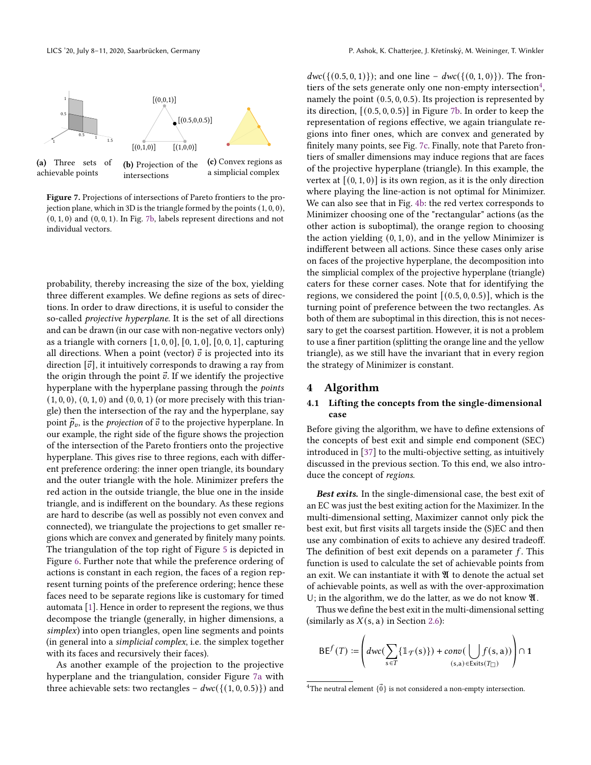(a) Three sets of achievable points

(b) Projection of the intersections

(c) Convex regions as a simplicial complex

**Figure 7.** Projections of intersections of Pareto frontiers to the projection plane, which in 3D is the triangle formed by the points $(1,0,0)$, $(0,1,0)$ and $(0,0,1)$. In Fig. 7b, labels represent directions and not individual vectors.

probability, thereby increasing the size of the box, yielding three different examples. We define regions as sets of directions. In order to draw directions, it is useful to consider the so-called *projective hyperplane*. It is the set of all directions and can be drawn (in our case with non-negative vectors only) as a triangle with corners $[1,0,0]$, $[0,1,0]$, $[0,0,1]$, capturing all directions. When a point (vector) $\vec{v}$ is projected into its direction $[\vec{v}]$, it intuitively corresponds to drawing a ray from the origin through the point $\vec{v}$. If we identify the projective hyperplane with the hyperplane passing through the *points* $(1,0,0)$, $(0,1,0)$ and $(0,0,1)$ (or more precisely with this triangle) then the intersection of the ray and the hyperplane, say point $\vec{p}_v$, is the *projection* of $\vec{v}$ to the projective hyperplane. In our example, the right side of the figure shows the projection of the intersection of the Pareto frontiers onto the projective hyperplane. This gives rise to three regions, each with different preference ordering: the inner open triangle, its boundary and the outer triangle with the hole. Minimizer prefers the red action in the outside triangle, the blue one in the inside triangle, and is indifferent on the boundary. As these regions are hard to describe (as well as possibly not even convex and connected), we triangulate the projections to get smaller regions which are convex and generated by finitely many points. The triangulation of the top right of Figure 5 is depicted in Figure 6. Further note that while the preference ordering of actions is constant in each region, the faces of a region represent turning points of the preference ordering; hence these faces need to be separate regions like is customary for timed automata [1]. Hence in order to represent the regions, we thus decompose the triangle (generally, in higher dimensions, a *simplex*) into open triangles, open line segments and points (in general into a *simplicial complex*, i.e. the simplex together with its faces and recursively their faces).

As another example of the projection to the projective hyperplane and the triangulation, consider Figure 7a with three achievable sets: two rectangles – $dwc(\{(1,0,0.5)\})$ and $dwc(\{(0.5,0,1)\})$; and one line – $dwc(\{(0,1,0)\})$. The frontiers of the sets generate only one non-empty intersection[4], namely the point $(0.5,0,0.5)$. Its projection is represented by its direction, $[(0.5,0,0.5)]$ in Figure 7b. In order to keep the representation of regions effective, we again triangulate regions into finer ones, which are convex and generated by finitely many points, see Fig. 7c. Finally, note that Pareto frontiers of smaller dimensions may induce regions that are faces of the projective hyperplane (triangle). In this example, the vertex at $[(0,1,0)]$ is its own region, as it is the only direction where playing the line-action is not optimal for Minimizer. We can also see that in Fig. 4b: the red vertex corresponds to Minimizer choosing one of the "rectangular" actions (as the other action is suboptimal), the orange region to choosing the action yielding $(0,1,0)$, and in the yellow Minimizer is indifferent between all actions. Since these cases only arise on faces of the projective hyperplane, the decomposition into the simplicial complex of the projective hyperplane (triangle) caters for these corner cases. Note that for identifying the regions, we considered the point $[(0.5,0,0.5)]$, which is the turning point of preference between the two rectangles. As both of them are suboptimal in this direction, this is not necessary to get the coarsest partition. However, it is not a problem to use a finer partition (splitting the orange line and the yellow triangle), as we still have the invariant that in every region the strategy of Minimizer is constant.

## 4 Algorithm

### 4.1 Lifting the concepts from the single-dimensional case

Before giving the algorithm, we have to define extensions of the concepts of best exit and simple end component (SEC) introduced in [37] to the multi-objective setting, as intuitively discussed in the previous section. To this end, we also introduce the concept of *regions*.

***Best exits.*** In the single-dimensional case, the best exit of an EC was just the best exiting action for the Maximizer. In the multi-dimensional setting, Maximizer cannot only pick the best exit, but first visits all targets inside the (S)EC and then use any combination of exits to achieve any desired tradeoff. The definition of best exit depends on a parameter $f$. This function is used to calculate the set of achievable points from an exit. We can instantiate it with $\mathfrak{A}$ to denote the actual set of achievable points, as well as with the over-approximation U; in the algorithm, we do the latter, as we do not know $\mathfrak{A}$.

Thus we define the best exit in the multi-dimensional setting (similarly as $X(s,a)$ in Section 2.6):

$$\mathsf{BE}^f(T) := \left( dwc(\sum_{s \in T} \{\mathbb{1}_{\mathcal{T}}(s)\}) + conv(\bigcup_{(s,a)\in \mathsf{Exits}(T_\square)} f(s,a)) \right) \cap \mathbf{1}$$

[4]The neutral element $\{\vec{0}\}$ is not considered a non-empty intersection.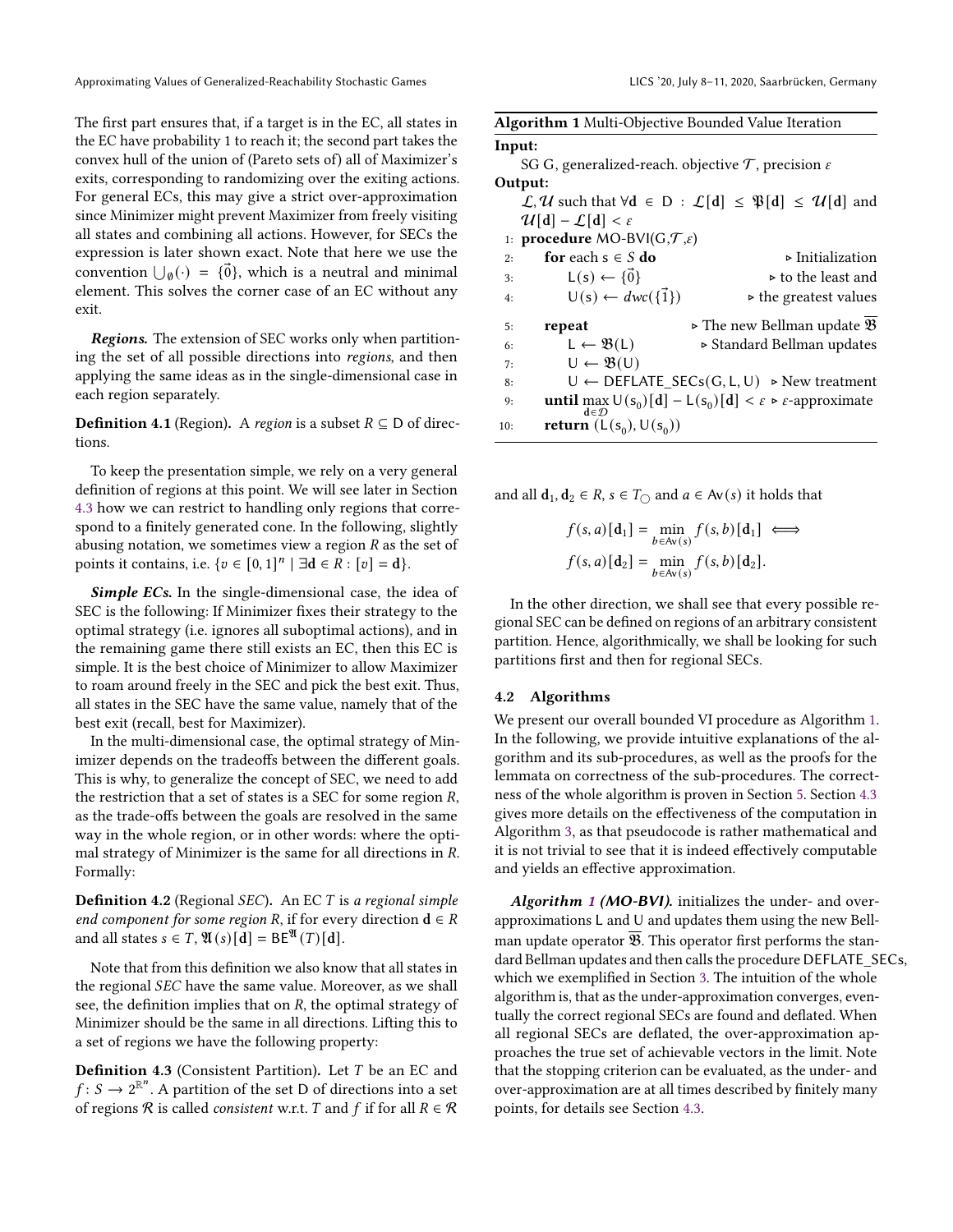The first part ensures that, if a target is in the EC, all states in the EC have probability 1 to reach it; the second part takes the convex hull of the union of (Pareto sets of) all of Maximizer's exits, corresponding to randomizing over the exiting actions. For general ECs, this may give a strict over-approximation since Minimizer might prevent Maximizer from freely visiting all states and combining all actions. However, for SECs the expression is later shown exact. Note that here we use the convention $\bigcup_{\emptyset}(\cdot) = \{\vec{0}\}$, which is a neutral and minimal element. This solves the corner case of an EC without any exit.

***Regions.*** The extension of SEC works only when partitioning the set of all possible directions into *regions*, and then applying the same ideas as in the single-dimensional case in each region separately.

**Definition 4.1** (Region)**.** A *region* is a subset $R \subseteq \mathsf{D}$ of directions.

To keep the presentation simple, we rely on a very general definition of regions at this point. We will see later in Section 4.3 how we can restrict to handling only regions that correspond to a finitely generated cone. In the following, slightly abusing notation, we sometimes view a region $R$ as the set of points it contains, i.e. $\{v \in [0,1]^n \mid \exists \mathbf{d} \in R : [v] = \mathbf{d}\}$.

***Simple ECs.*** In the single-dimensional case, the idea of SEC is the following: If Minimizer fixes their strategy to the optimal strategy (i.e. ignores all suboptimal actions), and in the remaining game there still exists an EC, then this EC is simple. It is the best choice of Minimizer to allow Maximizer to roam around freely in the SEC and pick the best exit. Thus, all states in the SEC have the same value, namely that of the best exit (recall, best for Maximizer).

In the multi-dimensional case, the optimal strategy of Minimizer depends on the tradeoffs between the different goals. This is why, to generalize the concept of SEC, we need to add the restriction that a set of states is a SEC for some region $R$, as the trade-offs between the goals are resolved in the same way in the whole region, or in other words: where the optimal strategy of Minimizer is the same for all directions in $R$. Formally:

**Definition 4.2** (Regional *SEC*)**.** An EC $T$ is *a regional simple end component for some region* $R$, if for every direction $\mathbf{d} \in R$ and all states $s \in T$, $\mathfrak{A}(s)[\mathbf{d}] = \mathsf{BE}^{\mathfrak{A}}(T)[\mathbf{d}]$.

Note that from this definition we also know that all states in the regional *SEC* have the same value. Moreover, as we shall see, the definition implies that on $R$, the optimal strategy of Minimizer should be the same in all directions. Lifting this to a set of regions we have the following property:

**Definition 4.3** (Consistent Partition)**.** Let $T$ be an EC and $f : S \to 2^{\mathbb{R}^n}$. A partition of the set D of directions into a set of regions $\mathcal{R}$ is called *consistent* w.r.t. $T$ and $f$ if for all $R \in \mathcal{R}$ and all $\mathbf{d}_1, \mathbf{d}_2 \in R$, $s \in T_{\bigcirc}$ and $a \in \mathsf{Av}(s)$ it holds that

$$f(s,a)[\mathbf{d}_1] = \min_{b \in \mathsf{Av}(s)} f(s,b)[\mathbf{d}_1] \iff$$
$$f(s,a)[\mathbf{d}_2] = \min_{b \in \mathsf{Av}(s)} f(s,b)[\mathbf{d}_2].$$

In the other direction, we shall see that every possible regional SEC can be defined on regions of an arbitrary consistent partition. Hence, algorithmically, we shall be looking for such partitions first and then for regional SECs.

**Algorithm 1** Multi-Objective Bounded Value Iteration

**Input:**
SG G, generalized-reach. objective $\mathcal{T}$, precision $\varepsilon$
**Output:**
$\mathcal{L}, \mathcal{U}$ such that $\forall \mathbf{d} \in \mathsf{D} : \mathcal{L}[\mathbf{d}] \leq \mathfrak{P}[\mathbf{d}] \leq \mathcal{U}[\mathbf{d}]$ and $\mathcal{U}[\mathbf{d}] - \mathcal{L}[\mathbf{d}] < \varepsilon$

```
1:  procedure MO-BVI(G,T,ε)
2:      for each s ∈ S do                        ▷ Initialization
3:          L(s) ← {0⃗}                          ▷ to the least and
4:          U(s) ← dwc({1⃗})                     ▷ the greatest values
5:      repeat                                    ▷ The new Bellman update 𝔅̄
6:          L ← 𝔅(L)                              ▷ Standard Bellman updates
7:          U ← 𝔅(U)
8:          U ← DEFLATE_SECs(G, L, U)             ▷ New treatment
9:      until max_{d∈D} U(s_0)[d] − L(s_0)[d] < ε  ▷ ε-approximate
10:     return (L(s_0), U(s_0))
```

### 4.2 Algorithms

We present our overall bounded VI procedure as Algorithm 1. In the following, we provide intuitive explanations of the algorithm and its sub-procedures, as well as the proofs for the lemmata on correctness of the sub-procedures. The correctness of the whole algorithm is proven in Section 5. Section 4.3 gives more details on the effectiveness of the computation in Algorithm 3, as that pseudocode is rather mathematical and it is not trivial to see that it is indeed effectively computable and yields an effective approximation.

***Algorithm 1 (MO-BVI).*** initializes the under- and over-approximations L and U and updates them using the new Bellman update operator $\overline{\mathfrak{B}}$. This operator first performs the standard Bellman updates and then calls the procedure DEFLATE_SECs, which we exemplified in Section 3. The intuition of the whole algorithm is, that as the under-approximation converges, eventually the correct regional SECs are found and deflated. When all regional SECs are deflated, the over-approximation approaches the true set of achievable vectors in the limit. Note that the stopping criterion can be evaluated, as the under- and over-approximation are at all times described by finitely many points, for details see Section 4.3.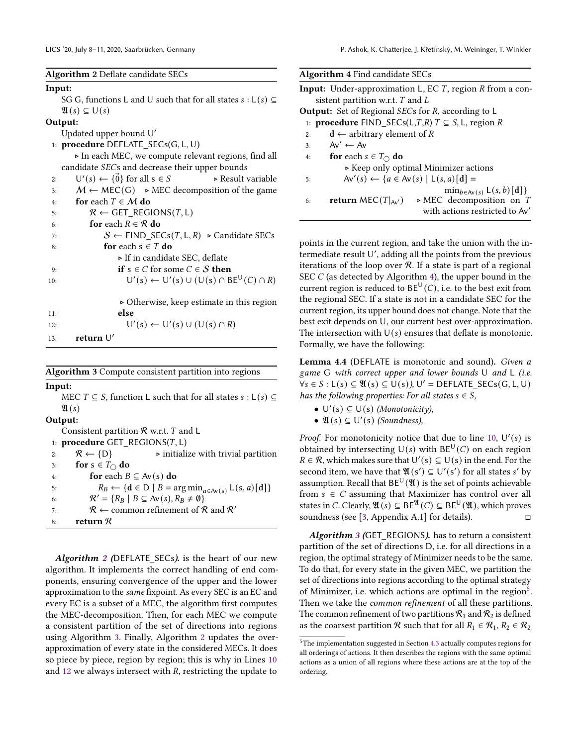**Algorithm 2** Deflate candidate SECs

**Input:**
SG G, functions L and U such that for all states $s : \mathsf{L}(s) \subseteq \mathfrak{A}(s) \subseteq \mathsf{U}(s)$

**Output:**
Updated upper bound U′

```
1:  procedure DEFLATE_SECs(G, L, U)
        ▷ In each MEC, we compute relevant regions, find all candidate SECs and decrease their upper bounds
2:      U′(s) ← {0⃗} for all s ∈ S                         ▷ Result variable
3:      M ← MEC(G)                     ▷ MEC decomposition of the game
4:      for each T ∈ M do
5:          R ← GET_REGIONS(T, L)
6:          for each R ∈ R do
7:              S ← FIND_SECs(T, L, R)      ▷ Candidate SECs
8:              for each s ∈ T do
                    ▷ If in candidate SEC, deflate
9:                  if s ∈ C for some C ∈ S then
10:                     U′(s) ← U′(s) ∪ (U(s) ∩ BE^U(C) ∩ R)
                    ▷ Otherwise, keep estimate in this region
11:                 else
12:                     U′(s) ← U′(s) ∪ (U(s) ∩ R)
13:     return U′
```

**Algorithm 3** Compute consistent partition into regions

**Input:**
MEC $T \subseteq S$, function L such that for all states $s : \mathsf{L}(s) \subseteq \mathfrak{A}(s)$

**Output:**
Consistent partition $\mathcal{R}$ w.r.t. $T$ and L

```
1: procedure GET_REGIONS(T, L)
2:     R ← {D}                  ▷ initialize with trivial partition
3:     for s ∈ T_○ do
4:         for each B ⊆ Av(s) do
5:             R_B ← {d ∈ D | B = arg min_{a∈Av(s)} L(s, a)[d]}
6:         R′ = {R_B | B ⊆ Av(s), R_B ≠ ∅}
7:         R ← common refinement of R and R′
8:     return R
```

***Algorithm 2*** **(**DEFLATE_SECs**).** is the heart of our new algorithm. It implements the correct handling of end components, ensuring convergence of the upper and the lower approximation to the *same* fixpoint. As every SEC is an EC and every EC is a subset of a MEC, the algorithm first computes the MEC-decomposition. Then, for each MEC we compute a consistent partition of the set of directions into regions using Algorithm 3. Finally, Algorithm 2 updates the over-approximation of every state in the considered MECs. It does so piece by piece, region by region; this is why in Lines 10 and 12 we always intersect with $R$, restricting the update to points in the current region, and take the union with the intermediate result U′, adding all the points from the previous iterations of the loop over $\mathcal{R}$. If a state is part of a regional SEC $C$ (as detected by Algorithm 4), the upper bound in the current region is reduced to $\mathsf{BE}^{\mathsf{U}}(C)$, i.e. to the best exit from the regional SEC. If a state is not in a candidate SEC for the current region, its upper bound does not change. Note that the best exit depends on U, our current best over-approximation. The intersection with $\mathsf{U}(s)$ ensures that deflate is monotonic. Formally, we have the following:

**Algorithm 4** Find candidate SECs

**Input:** Under-approximation L, EC $T$, region $R$ from a consistent partition w.r.t. $T$ and $L$

**Output:** Set of Regional *SEC*s for $R$, according to L

```
1: procedure FIND_SECs(L,T,R) T ⊆ S, L, region R
2:     d ← arbitrary element of R
3:     Av′ ← Av
4:     for each s ∈ T_○ do
           ▷ Keep only optimal Minimizer actions
5:         Av′(s) ← {a ∈ Av(s) | L(s, a)[d] = min_{b∈Av(s)} L(s, b)[d]}
6:     return MEC(T|_Av′)    ▷ MEC decomposition on T with actions restricted to Av′
```

**Lemma 4.4** (DEFLATE is monotonic and sound)**.** *Given a game* G *with correct upper and lower bounds* U *and* L *(i.e.* $\forall s \in S : \mathsf{L}(s) \subseteq \mathfrak{A}(s) \subseteq \mathsf{U}(s)$*),* U′ = DEFLATE_SECs(G, L, U) *has the following properties: For all states $s \in S$,*

- $\mathsf{U}'(s) \subseteq \mathsf{U}(s)$ *(Monotonicity),*
- $\mathfrak{A}(s) \subseteq \mathsf{U}'(s)$ *(Soundness),*

*Proof.* For monotonicity notice that due to line 10, $\mathsf{U}'(s)$ is obtained by intersecting $\mathsf{U}(s)$ with $\mathsf{BE}^{\mathsf{U}}(C)$ on each region $R \in \mathcal{R}$, which makes sure that $\mathsf{U}'(s) \subseteq \mathsf{U}(s)$ in the end. For the second item, we have that $\mathfrak{A}(s') \subseteq \mathsf{U}'(s')$ for all states $s'$ by assumption. Recall that $\mathsf{BE}^{\mathsf{U}}(\mathfrak{A})$ is the set of points achievable from $s \in C$ assuming that Maximizer has control over all states in $C$. Clearly, $\mathfrak{A}(s) \subseteq \mathsf{BE}^{\mathfrak{A}}(C) \subseteq \mathsf{BE}^{\mathsf{U}}(\mathfrak{A})$, which proves soundness (see [3, Appendix A.1] for details). ◻

***Algorithm 3*** **(**GET_REGIONS**).** has to return a consistent partition of the set of directions D, i.e. for all directions in a region, the optimal strategy of Minimizer needs to be the same. To do that, for every state in the given MEC, we partition the set of directions into regions according to the optimal strategy of Minimizer, i.e. which actions are optimal in the region[5]. Then we take the *common refinement* of all these partitions. The common refinement of two partitions $\mathcal{R}_1$ and $\mathcal{R}_2$ is defined as the coarsest partition $\mathcal{R}$ such that for all $R_1 \in \mathcal{R}_1$, $R_2 \in \mathcal{R}_2$

[5] The implementation suggested in Section 4.3 actually computes regions for all orderings of actions. It then describes the regions with the same optimal actions as a union of all regions where these actions are at the top of the ordering.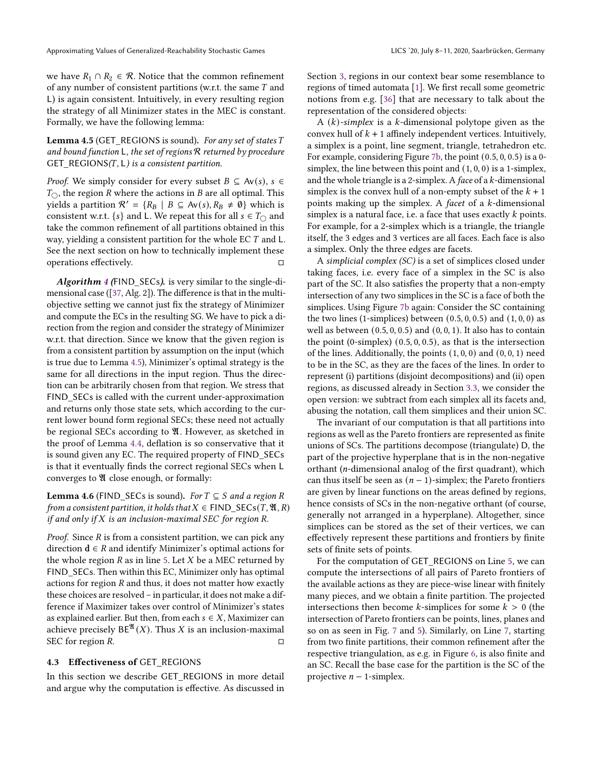we have $R_1 \cap R_2 \in \mathcal{R}$. Notice that the common refinement of any number of consistent partitions (w.r.t. the same $T$ and $\mathsf{L}$) is again consistent. Intuitively, in every resulting region the strategy of all Minimizer states in the MEC is constant. Formally, we have the following lemma:

**Lemma 4.5** (GET_REGIONS is sound). *For any set of states $T$ and bound function $\mathsf{L}$, the set of regions $\mathcal{R}$ returned by procedure GET_REGIONS($T$, $\mathsf{L}$) is a consistent partition.*

*Proof.* We simply consider for every subset $B \subseteq \mathsf{Av}(s)$, $s \in T_{\bigcirc}$, the region $R$ where the actions in $B$ are all optimal. This yields a partition $\mathcal{R}' = \{R_B \mid B \subseteq \mathsf{Av}(s), R_B \neq \emptyset\}$ which is consistent w.r.t. $\{s\}$ and $\mathsf{L}$. We repeat this for all $s \in T_{\bigcirc}$ and take the common refinement of all partitions obtained in this way, yielding a consistent partition for the whole EC $T$ and $\mathsf{L}$. See the next section on how to technically implement these operations effectively. ◻

***Algorithm 4* (FIND_SECs).** is very similar to the single-dimensional case ([37, Alg. 2]). The difference is that in the multi-objective setting we cannot just fix the strategy of Minimizer and compute the ECs in the resulting SG. We have to pick a direction from the region and consider the strategy of Minimizer w.r.t. that direction. Since we know that the given region is from a consistent partition by assumption on the input (which is true due to Lemma 4.5), Minimizer's optimal strategy is the same for all directions in the input region. Thus the direction can be arbitrarily chosen from that region. We stress that FIND_SECs is called with the current under-approximation and returns only those state sets, which according to the current lower bound form regional SECs; these need not actually be regional SECs according to $\mathfrak{A}$. However, as sketched in the proof of Lemma 4.4, deflation is so conservative that it is sound given any EC. The required property of FIND_SECs is that it eventually finds the correct regional SECs when $\mathsf{L}$ converges to $\mathfrak{A}$ close enough, or formally:

**Lemma 4.6** (FIND_SECs is sound). *For $T \subseteq S$ and a region $R$ from a consistent partition, it holds that $X \in$ FIND_SECs($T, \mathfrak{A}, R$) if and only if $X$ is an inclusion-maximal SEC for region $R$.*

*Proof.* Since $R$ is from a consistent partition, we can pick any direction $\mathbf{d} \in R$ and identify Minimizer's optimal actions for the whole region $R$ as in line 5. Let $X$ be a MEC returned by FIND_SECs. Then within this EC, Minimizer only has optimal actions for region $R$ and thus, it does not matter how exactly these choices are resolved – in particular, it does not make a difference if Maximizer takes over control of Minimizer's states as explained earlier. But then, from each $s \in X$, Maximizer can achieve precisely $\mathsf{BE}^{\mathfrak{A}}(X)$. Thus $X$ is an inclusion-maximal SEC for region $R$. ◻

### 4.3 Effectiveness of GET_REGIONS

In this section we describe GET_REGIONS in more detail and argue why the computation is effective. As discussed in Section 3, regions in our context bear some resemblance to regions of timed automata [1]. We first recall some geometric notions from e.g. [36] that are necessary to talk about the representation of the considered objects:

A *$(k)$-simplex* is a $k$-dimensional polytope given as the convex hull of $k+1$ affinely independent vertices. Intuitively, a simplex is a point, line segment, triangle, tetrahedron etc. For example, considering Figure 7b, the point $(0.5, 0, 0.5)$ is a 0-simplex, the line between this point and $(1, 0, 0)$ is a 1-simplex, and the whole triangle is a 2-simplex. A *face* of a $k$-dimensional simplex is the convex hull of a non-empty subset of the $k+1$ points making up the simplex. A *facet* of a $k$-dimensional simplex is a natural face, i.e. a face that uses exactly $k$ points. For example, for a 2-simplex which is a triangle, the triangle itself, the 3 edges and 3 vertices are all faces. Each face is also a simplex. Only the three edges are facets.

A *simplicial complex (SC)* is a set of simplices closed under taking faces, i.e. every face of a simplex in the SC is also part of the SC. It also satisfies the property that a non-empty intersection of any two simplices in the SC is a face of both the simplices. Using Figure 7b again: Consider the SC containing the two lines (1-simplices) between $(0.5, 0, 0.5)$ and $(1, 0, 0)$ as well as between $(0.5, 0, 0.5)$ and $(0, 0, 1)$. It also has to contain the point (0-simplex) $(0.5, 0, 0.5)$, as that is the intersection of the lines. Additionally, the points $(1, 0, 0)$ and $(0, 0, 1)$ need to be in the SC, as they are the faces of the lines. In order to represent (i) partitions (disjoint decompositions) and (ii) open regions, as discussed already in Section 3.3, we consider the open version: we subtract from each simplex all its facets and, abusing the notation, call them simplices and their union SC.

The invariant of our computation is that all partitions into regions as well as the Pareto frontiers are represented as finite unions of SCs. The partitions decompose (triangulate) $\mathsf{D}$, the part of the projective hyperplane that is in the non-negative orthant ($n$-dimensional analog of the first quadrant), which can thus itself be seen as $(n-1)$-simplex; the Pareto frontiers are given by linear functions on the areas defined by regions, hence consists of SCs in the non-negative orthant (of course, generally not arranged in a hyperplane). Altogether, since simplices can be stored as the set of their vertices, we can effectively represent these partitions and frontiers by finite sets of finite sets of points.

For the computation of GET_REGIONS on Line 5, we can compute the intersections of all pairs of Pareto frontiers of the available actions as they are piece-wise linear with finitely many pieces, and we obtain a finite partition. The projected intersections then become $k$-simplices for some $k > 0$ (the intersection of Pareto frontiers can be points, lines, planes and so on as seen in Fig. 7 and 5). Similarly, on Line 7, starting from two finite partitions, their common refinement after the respective triangulation, as e.g. in Figure 6, is also finite and an SC. Recall the base case for the partition is the SC of the projective $n-1$-simplex.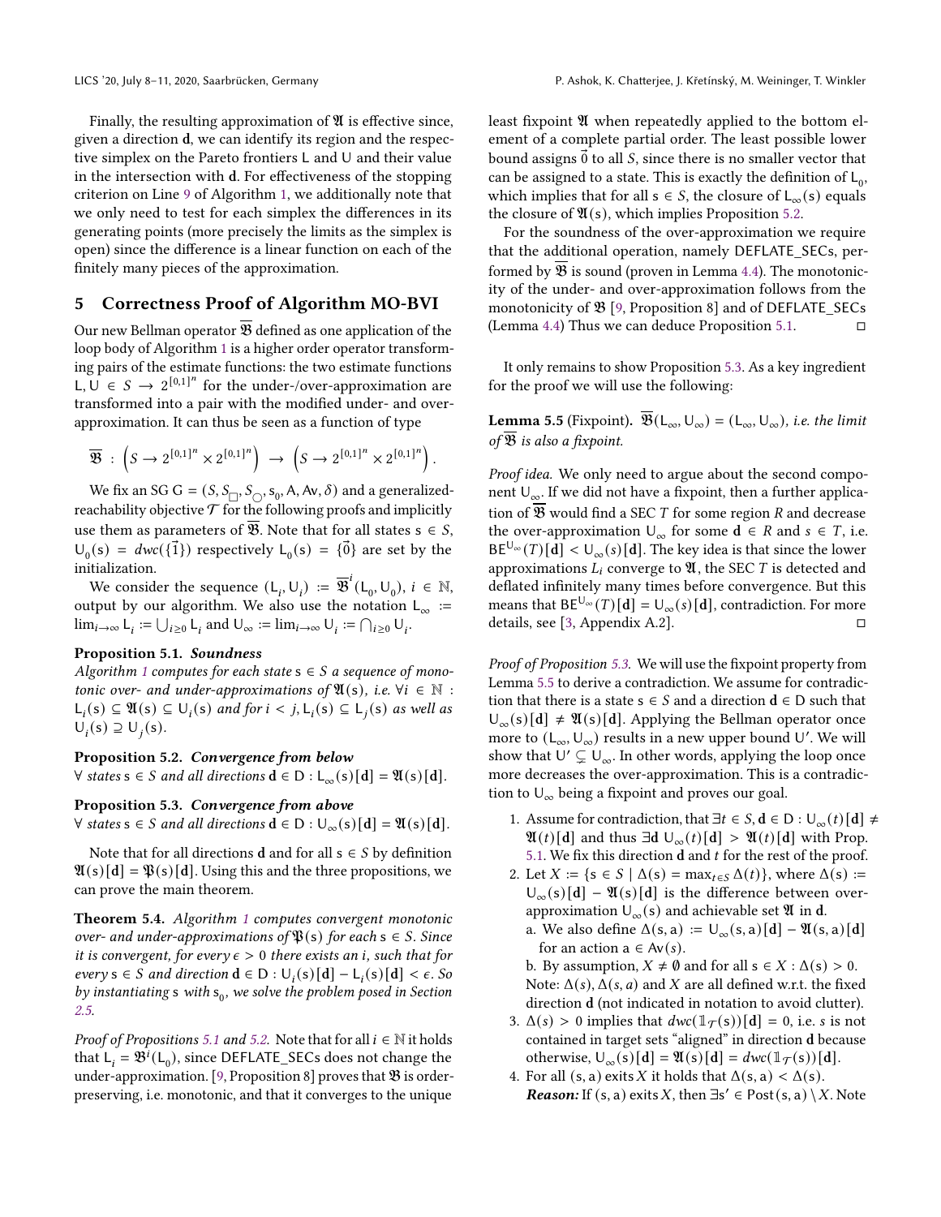Finally, the resulting approximation of $\mathfrak{A}$ is effective since, given a direction $\mathbf{d}$, we can identify its region and the respective simplex on the Pareto frontiers L and U and their value in the intersection with $\mathbf{d}$. For effectiveness of the stopping criterion on Line 9 of Algorithm 1, we additionally note that we only need to test for each simplex the differences in its generating points (more precisely the limits as the simplex is open) since the difference is a linear function on each of the finitely many pieces of the approximation.

## 5 Correctness Proof of Algorithm MO-BVI

Our new Bellman operator $\overline{\mathfrak{B}}$ defined as one application of the loop body of Algorithm 1 is a higher order operator transforming pairs of the estimate functions: the two estimate functions $\mathsf{L}, \mathsf{U} \in S \to 2^{[0,1]^n}$ for the under-/over-approximation are transformed into a pair with the modified under- and over-approximation. It can thus be seen as a function of type

$$\overline{\mathfrak{B}} \ : \ \left(S \to 2^{[0,1]^n} \times 2^{[0,1]^n}\right) \ \to \ \left(S \to 2^{[0,1]^n} \times 2^{[0,1]^n}\right).$$

We fix an SG $\mathsf{G} = (S, S_{\Box}, S_{\bigcirc}, \mathsf{s}_0, \mathsf{A}, \mathsf{Av}, \delta)$ and a generalized-reachability objective $\mathcal{T}$ for the following proofs and implicitly use them as parameters of $\overline{\mathfrak{B}}$. Note that for all states $\mathsf{s} \in S$, $\mathsf{U}_0(\mathsf{s}) = dwc(\{\vec{1}\})$ respectively $\mathsf{L}_0(\mathsf{s}) = \{\vec{0}\}$ are set by the initialization.

We consider the sequence $(\mathsf{L}_i, \mathsf{U}_i) := \overline{\mathfrak{B}}^i(\mathsf{L}_0, \mathsf{U}_0)$, $i \in \mathbb{N}$, output by our algorithm. We also use the notation $\mathsf{L}_\infty := \lim_{i\to\infty} \mathsf{L}_i := \bigcup_{i\geq 0} \mathsf{L}_i$ and $\mathsf{U}_\infty := \lim_{i\to\infty} \mathsf{U}_i := \bigcap_{i\geq 0} \mathsf{U}_i$.

**Proposition 5.1.** ***Soundness***
*Algorithm 1 computes for each state $\mathsf{s} \in S$ a sequence of monotonic over- and under-approximations of $\mathfrak{A}(\mathsf{s})$, i.e. $\forall i \in \mathbb{N}$ : $\mathsf{L}_i(\mathsf{s}) \subseteq \mathfrak{A}(\mathsf{s}) \subseteq \mathsf{U}_i(\mathsf{s})$ and for $i < j, \mathsf{L}_i(\mathsf{s}) \subseteq \mathsf{L}_j(\mathsf{s})$ as well as $\mathsf{U}_i(\mathsf{s}) \supseteq \mathsf{U}_j(\mathsf{s})$.*

**Proposition 5.2.** ***Convergence from below***
*$\forall$ states $\mathsf{s} \in S$ and all directions $\mathbf{d} \in \mathsf{D} : \mathsf{L}_\infty(\mathsf{s})[\mathbf{d}] = \mathfrak{A}(\mathsf{s})[\mathbf{d}]$.*

**Proposition 5.3.** ***Convergence from above***
*$\forall$ states $\mathsf{s} \in S$ and all directions $\mathbf{d} \in \mathsf{D} : \mathsf{U}_\infty(\mathsf{s})[\mathbf{d}] = \mathfrak{A}(\mathsf{s})[\mathbf{d}]$.*

Note that for all directions $\mathbf{d}$ and for all $\mathsf{s} \in S$ by definition $\mathfrak{A}(\mathsf{s})[\mathbf{d}] = \mathfrak{P}(\mathsf{s})[\mathbf{d}]$. Using this and the three propositions, we can prove the main theorem.

**Theorem 5.4.** *Algorithm 1 computes convergent monotonic over- and under-approximations of $\mathfrak{P}(\mathsf{s})$ for each $\mathsf{s} \in S$. Since it is convergent, for every $\epsilon > 0$ there exists an $i$, such that for every $\mathsf{s} \in S$ and direction $\mathbf{d} \in \mathsf{D} : \mathsf{U}_i(\mathsf{s})[\mathbf{d}] - \mathsf{L}_i(\mathsf{s})[\mathbf{d}] < \epsilon$. So by instantiating $\mathsf{s}$ with $\mathsf{s}_0$, we solve the problem posed in Section 2.5.*

*Proof of Propositions 5.1 and 5.2.* Note that for all $i \in \mathbb{N}$ it holds that $\mathsf{L}_i = \mathfrak{B}^i(\mathsf{L}_0)$, since DEFLATE_SECs does not change the under-approximation. [9, Proposition 8] proves that $\mathfrak{B}$ is order-preserving, i.e. monotonic, and that it converges to the unique least fixpoint $\mathfrak{A}$ when repeatedly applied to the bottom element of a complete partial order. The least possible lower bound assigns $\vec{0}$ to all $S$, since there is no smaller vector that can be assigned to a state. This is exactly the definition of $\mathsf{L}_0$, which implies that for all $\mathsf{s} \in S$, the closure of $\mathsf{L}_\infty(\mathsf{s})$ equals the closure of $\mathfrak{A}(\mathsf{s})$, which implies Proposition 5.2.

For the soundness of the over-approximation we require that the additional operation, namely DEFLATE_SECs, performed by $\overline{\mathfrak{B}}$ is sound (proven in Lemma 4.4). The monotonicity of the under- and over-approximation follows from the monotonicity of $\mathfrak{B}$ [9, Proposition 8] and of DEFLATE_SECs (Lemma 4.4) Thus we can deduce Proposition 5.1. □

It only remains to show Proposition 5.3. As a key ingredient for the proof we will use the following:

**Lemma 5.5** (Fixpoint). *$\overline{\mathfrak{B}}(\mathsf{L}_\infty, \mathsf{U}_\infty) = (\mathsf{L}_\infty, \mathsf{U}_\infty)$, i.e. the limit of $\overline{\mathfrak{B}}$ is also a fixpoint.*

*Proof idea.* We only need to argue about the second component $\mathsf{U}_\infty$. If we did not have a fixpoint, then a further application of $\overline{\mathfrak{B}}$ would find a SEC $T$ for some region $R$ and decrease the over-approximation $\mathsf{U}_\infty$ for some $\mathbf{d} \in R$ and $s \in T$, i.e. $\mathsf{BE}^{\mathsf{U}_\infty}(T)[\mathbf{d}] < \mathsf{U}_\infty(s)[\mathbf{d}]$. The key idea is that since the lower approximations $L_i$ converge to $\mathfrak{A}$, the SEC $T$ is detected and deflated infinitely many times before convergence. But this means that $\mathsf{BE}^{\mathsf{U}_\infty}(T)[\mathbf{d}] = \mathsf{U}_\infty(s)[\mathbf{d}]$, contradiction. For more details, see [3, Appendix A.2]. □

*Proof of Proposition 5.3.* We will use the fixpoint property from Lemma 5.5 to derive a contradiction. We assume for contradiction that there is a state $\mathsf{s} \in S$ and a direction $\mathbf{d} \in \mathsf{D}$ such that $\mathsf{U}_\infty(\mathsf{s})[\mathbf{d}] \neq \mathfrak{A}(\mathsf{s})[\mathbf{d}]$. Applying the Bellman operator once more to $(\mathsf{L}_\infty, \mathsf{U}_\infty)$ results in a new upper bound $\mathsf{U}'$. We will show that $\mathsf{U}' \subsetneq \mathsf{U}_\infty$. In other words, applying the loop once more decreases the over-approximation. This is a contradiction to $\mathsf{U}_\infty$ being a fixpoint and proves our goal.

1. Assume for contradiction, that $\exists t \in S, \mathbf{d} \in \mathsf{D} : \mathsf{U}_\infty(t)[\mathbf{d}] \neq \mathfrak{A}(t)[\mathbf{d}]$ and thus $\exists \mathbf{d}\ \mathsf{U}_\infty(t)[\mathbf{d}] > \mathfrak{A}(t)[\mathbf{d}]$ with Prop. 5.1. We fix this direction $\mathbf{d}$ and $t$ for the rest of the proof.
2. Let $X := \{\mathsf{s} \in S \mid \Delta(\mathsf{s}) = \max_{t\in S} \Delta(t)\}$, where $\Delta(\mathsf{s}) := \mathsf{U}_\infty(\mathsf{s})[\mathbf{d}] - \mathfrak{A}(\mathsf{s})[\mathbf{d}]$ is the difference between over-approximation $\mathsf{U}_\infty(\mathsf{s})$ and achievable set $\mathfrak{A}$ in $\mathbf{d}$.
   a. We also define $\Delta(\mathsf{s}, \mathsf{a}) := \mathsf{U}_\infty(\mathsf{s}, \mathsf{a})[\mathbf{d}] - \mathfrak{A}(\mathsf{s}, \mathsf{a})[\mathbf{d}]$ for an action $\mathsf{a} \in \mathsf{Av}(\mathsf{s})$.
   b. By assumption, $X \neq \emptyset$ and for all $\mathsf{s} \in X : \Delta(\mathsf{s}) > 0$. Note: $\Delta(s), \Delta(s, a)$ and $X$ are all defined w.r.t. the fixed direction $\mathbf{d}$ (not indicated in notation to avoid clutter).
3. $\Delta(s) > 0$ implies that $dwc(\mathbb{1}_{\mathcal{T}}(s))[\mathbf{d}] = 0$, i.e. $s$ is not contained in target sets "aligned" in direction $\mathbf{d}$ because otherwise, $\mathsf{U}_\infty(\mathsf{s})[\mathbf{d}] = \mathfrak{A}(\mathsf{s})[\mathbf{d}] = dwc(\mathbb{1}_{\mathcal{T}}(\mathsf{s}))[\mathbf{d}]$.
4. For all $(\mathsf{s}, \mathsf{a})$ exits $X$ it holds that $\Delta(\mathsf{s}, \mathsf{a}) < \Delta(\mathsf{s})$.
   ***Reason:*** If $(\mathsf{s}, \mathsf{a})$ exits $X$, then $\exists \mathsf{s}' \in \mathsf{Post}(\mathsf{s}, \mathsf{a}) \setminus X$. Note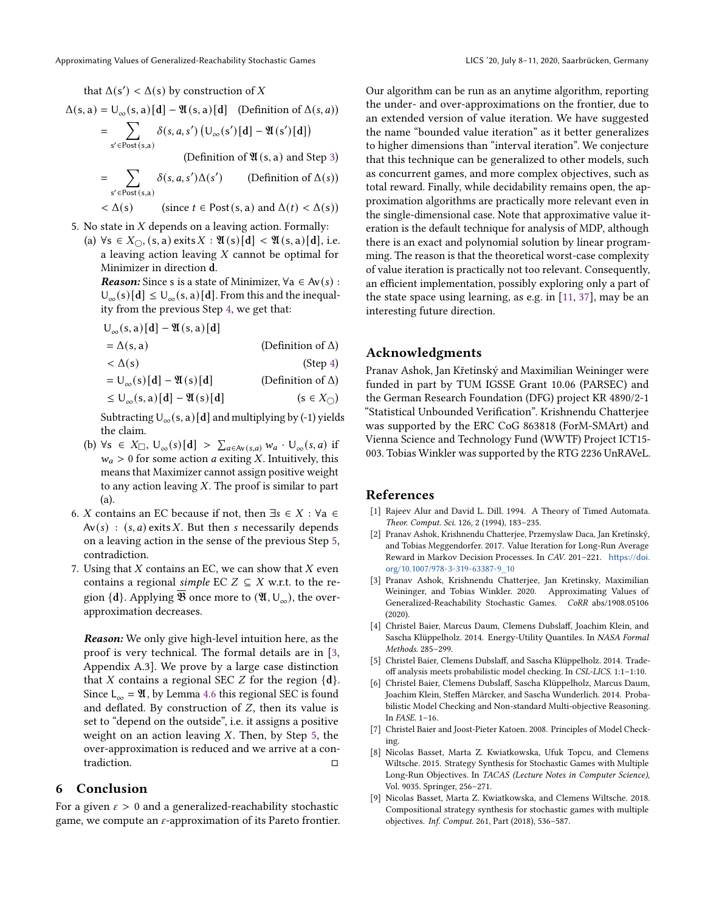that $\Delta(s') < \Delta(s)$ by construction of $X$

$$\Delta(s,a) = U_\infty(s,a)[\mathbf{d}] - \mathfrak{A}(s,a)[\mathbf{d}] \quad \text{(Definition of } \Delta(s,a)\text{)}$$

$$= \sum_{s' \in \mathsf{Post}(s,a)} \delta(s,a,s') \left( U_\infty(s')[\mathbf{d}] - \mathfrak{A}(s')[\mathbf{d}] \right)$$

$$\text{(Definition of } \mathfrak{A}(s,a) \text{ and Step 3)}$$

$$= \sum_{s' \in \mathsf{Post}(s,a)} \delta(s,a,s') \Delta(s') \qquad \text{(Definition of } \Delta(s)\text{)}$$

$$< \Delta(s) \qquad \text{(since } t \in \mathsf{Post}(s,a) \text{ and } \Delta(t) < \Delta(s)\text{)}$$

5. No state in $X$ depends on a leaving action. Formally:
   (a) $\forall s \in X_\bigcirc, (s,a)$ exits $X : \mathfrak{A}(s)[\mathbf{d}] < \mathfrak{A}(s,a)[\mathbf{d}]$, i.e. a leaving action leaving $X$ cannot be optimal for Minimizer in direction $\mathbf{d}$.

   ***Reason:*** Since s is a state of Minimizer, $\forall a \in \mathsf{Av}(s)$ : $U_\infty(s)[\mathbf{d}] \le U_\infty(s,a)[\mathbf{d}]$. From this and the inequality from the previous Step 4, we get that:

   $$U_\infty(s,a)[\mathbf{d}] - \mathfrak{A}(s,a)[\mathbf{d}]$$
   $$= \Delta(s,a) \qquad \text{(Definition of } \Delta\text{)}$$
   $$< \Delta(s) \qquad \text{(Step 4)}$$
   $$= U_\infty(s)[\mathbf{d}] - \mathfrak{A}(s)[\mathbf{d}] \qquad \text{(Definition of } \Delta\text{)}$$
   $$\le U_\infty(s,a)[\mathbf{d}] - \mathfrak{A}(s)[\mathbf{d}] \qquad (s \in X_\bigcirc)$$

   Subtracting $U_\infty(s,a)[\mathbf{d}]$ and multiplying by (-1) yields the claim.

   (b) $\forall s \in X_\Box$, $U_\infty(s)[\mathbf{d}] > \sum_{a \in \mathsf{Av}(s,a)} w_a \cdot U_\infty(s,a)$ if $w_a > 0$ for some action $a$ exiting $X$. Intuitively, this means that Maximizer cannot assign positive weight to any action leaving $X$. The proof is similar to part (a).
6. $X$ contains an EC because if not, then $\exists s \in X : \forall a \in \mathsf{Av}(s) : (s,a)$ exits $X$. But then $s$ necessarily depends on a leaving action in the sense of the previous Step 5, contradiction.
7. Using that $X$ contains an EC, we can show that $X$ even contains a regional *simple* EC $Z \subseteq X$ w.r.t. to the region $\{\mathbf{d}\}$. Applying $\overline{\mathfrak{B}}$ once more to $(\mathfrak{A}, U_\infty)$, the over-approximation decreases.

***Reason:*** We only give high-level intuition here, as the proof is very technical. The formal details are in [3, Appendix A.3]. We prove by a large case distinction that $X$ contains a regional SEC $Z$ for the region $\{\mathbf{d}\}$. Since $L_\infty = \mathfrak{A}$, by Lemma 4.6 this regional SEC is found and deflated. By construction of $Z$, then its value is set to "depend on the outside", i.e. it assigns a positive weight on an action leaving $X$. Then, by Step 5, the over-approximation is reduced and we arrive at a contradiction. ◻

## 6 Conclusion

For a given $\varepsilon > 0$ and a generalized-reachability stochastic game, we compute an $\varepsilon$-approximation of its Pareto frontier. Our algorithm can be run as an anytime algorithm, reporting the under- and over-approximations on the frontier, due to an extended version of value iteration. We have suggested the name "bounded value iteration" as it better generalizes to higher dimensions than "interval iteration". We conjecture that this technique can be generalized to other models, such as concurrent games, and more complex objectives, such as total reward. Finally, while decidability remains open, the approximation algorithms are practically more relevant even in the single-dimensional case. Note that approximative value iteration is the default technique for analysis of MDP, although there is an exact and polynomial solution by linear programming. The reason is that the theoretical worst-case complexity of value iteration is practically not too relevant. Consequently, an efficient implementation, possibly exploring only a part of the state space using learning, as e.g. in [11, 37], may be an interesting future direction.

## Acknowledgments

Pranav Ashok, Jan Křetínský and Maximilian Weininger were funded in part by TUM IGSSE Grant 10.06 (PARSEC) and the German Research Foundation (DFG) project KR 4890/2-1 "Statistical Unbounded Verification". Krishnendu Chatterjee was supported by the ERC CoG 863818 (ForM-SMArt) and Vienna Science and Technology Fund (WWTF) Project ICT15-003. Tobias Winkler was supported by the RTG 2236 UnRAVeL.

## References

[1] Rajeev Alur and David L. Dill. 1994. A Theory of Timed Automata. *Theor. Comput. Sci.* 126, 2 (1994), 183–235.

[2] Pranav Ashok, Krishnendu Chatterjee, Przemyslaw Daca, Jan Kretínský, and Tobias Meggendorfer. 2017. Value Iteration for Long-Run Average Reward in Markov Decision Processes. In *CAV*. 201–221. https://doi.org/10.1007/978-3-319-63387-9_10

[3] Pranav Ashok, Krishnendu Chatterjee, Jan Kretinsky, Maximilian Weininger, and Tobias Winkler. 2020. Approximating Values of Generalized-Reachability Stochastic Games. *CoRR* abs/1908.05106 (2020).

[4] Christel Baier, Marcus Daum, Clemens Dubslaff, Joachim Klein, and Sascha Klüppelholz. 2014. Energy-Utility Quantiles. In *NASA Formal Methods*. 285–299.

[5] Christel Baier, Clemens Dubslaff, and Sascha Klüppelholz. 2014. Trade-off analysis meets probabilistic model checking. In *CSL-LICS*. 1:1–1:10.

[6] Christel Baier, Clemens Dubslaff, Sascha Klüppelholz, Marcus Daum, Joachim Klein, Steffen Märcker, and Sascha Wunderlich. 2014. Probabilistic Model Checking and Non-standard Multi-objective Reasoning. In *FASE*. 1–16.

[7] Christel Baier and Joost-Pieter Katoen. 2008. Principles of Model Checking.

[8] Nicolas Basset, Marta Z. Kwiatkowska, Ufuk Topcu, and Clemens Wiltsche. 2015. Strategy Synthesis for Stochastic Games with Multiple Long-Run Objectives. In *TACAS (Lecture Notes in Computer Science)*, Vol. 9035. Springer, 256–271.

[9] Nicolas Basset, Marta Z. Kwiatkowska, and Clemens Wiltsche. 2018. Compositional strategy synthesis for stochastic games with multiple objectives. *Inf. Comput.* 261, Part (2018), 536–587.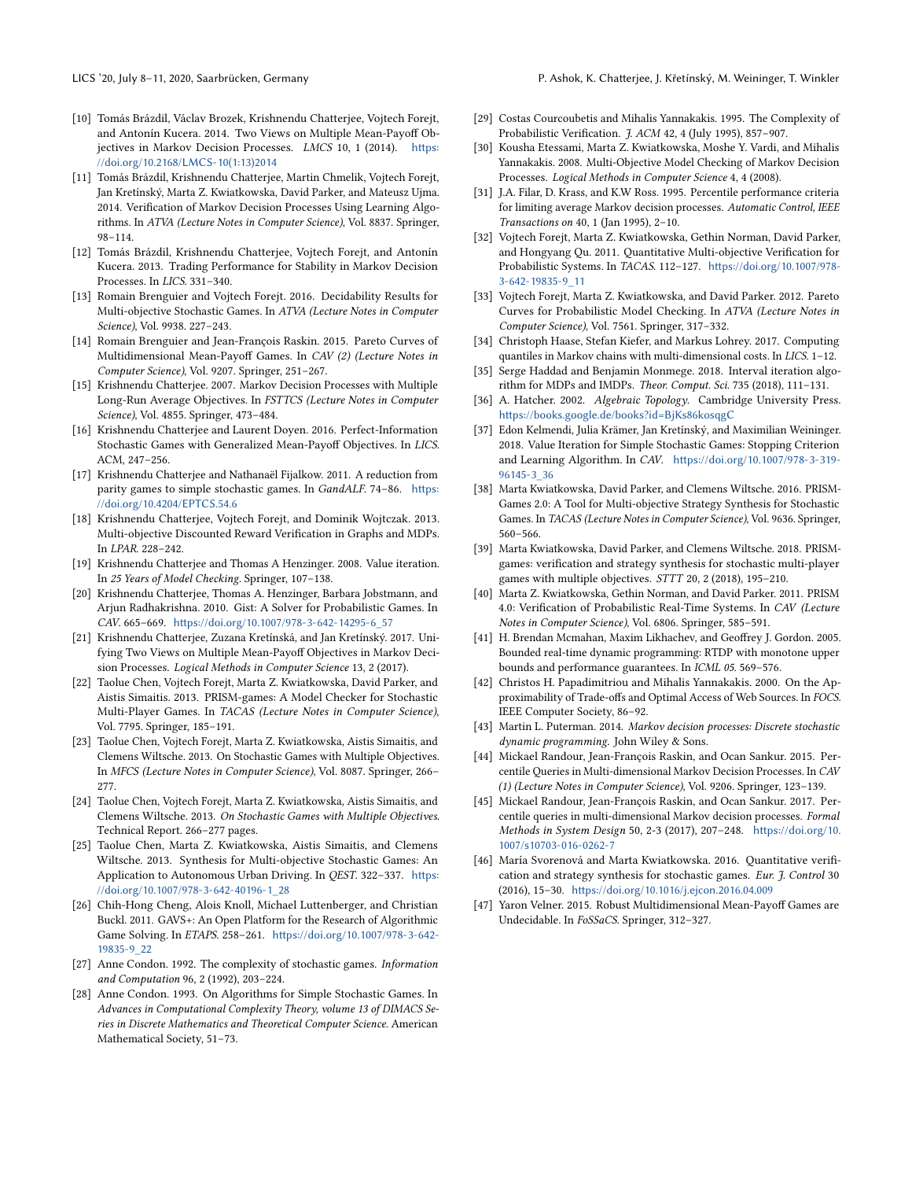[10] Tomás Brázdil, Václav Brozek, Krishnendu Chatterjee, Vojtech Forejt, and Antonín Kucera. 2014. Two Views on Multiple Mean-Payoff Objectives in Markov Decision Processes. *LMCS* 10, 1 (2014). https://doi.org/10.2168/LMCS-10(1:13)2014

[11] Tomás Brázdil, Krishnendu Chatterjee, Martin Chmelik, Vojtech Forejt, Jan Kretínský, Marta Z. Kwiatkowska, David Parker, and Mateusz Ujma. 2014. Verification of Markov Decision Processes Using Learning Algorithms. In *ATVA (Lecture Notes in Computer Science)*, Vol. 8837. Springer, 98–114.

[12] Tomás Brázdil, Krishnendu Chatterjee, Vojtech Forejt, and Antonín Kucera. 2013. Trading Performance for Stability in Markov Decision Processes. In *LICS*. 331–340.

[13] Romain Brenguier and Vojtech Forejt. 2016. Decidability Results for Multi-objective Stochastic Games. In *ATVA (Lecture Notes in Computer Science)*, Vol. 9938. 227–243.

[14] Romain Brenguier and Jean-François Raskin. 2015. Pareto Curves of Multidimensional Mean-Payoff Games. In *CAV (2) (Lecture Notes in Computer Science)*, Vol. 9207. Springer, 251–267.

[15] Krishnendu Chatterjee. 2007. Markov Decision Processes with Multiple Long-Run Average Objectives. In *FSTTCS (Lecture Notes in Computer Science)*, Vol. 4855. Springer, 473–484.

[16] Krishnendu Chatterjee and Laurent Doyen. 2016. Perfect-Information Stochastic Games with Generalized Mean-Payoff Objectives. In *LICS*. ACM, 247–256.

[17] Krishnendu Chatterjee and Nathanaël Fijalkow. 2011. A reduction from parity games to simple stochastic games. In *GandALF*. 74–86. https://doi.org/10.4204/EPTCS.54.6

[18] Krishnendu Chatterjee, Vojtech Forejt, and Dominik Wojtczak. 2013. Multi-objective Discounted Reward Verification in Graphs and MDPs. In *LPAR*. 228–242.

[19] Krishnendu Chatterjee and Thomas A Henzinger. 2008. Value iteration. In *25 Years of Model Checking*. Springer, 107–138.

[20] Krishnendu Chatterjee, Thomas A. Henzinger, Barbara Jobstmann, and Arjun Radhakrishna. 2010. Gist: A Solver for Probabilistic Games. In *CAV*. 665–669. https://doi.org/10.1007/978-3-642-14295-6_57

[21] Krishnendu Chatterjee, Zuzana Kretínská, and Jan Kretínský. 2017. Unifying Two Views on Multiple Mean-Payoff Objectives in Markov Decision Processes. *Logical Methods in Computer Science* 13, 2 (2017).

[22] Taolue Chen, Vojtech Forejt, Marta Z. Kwiatkowska, David Parker, and Aistis Simaitis. 2013. PRISM-games: A Model Checker for Stochastic Multi-Player Games. In *TACAS (Lecture Notes in Computer Science)*, Vol. 7795. Springer, 185–191.

[23] Taolue Chen, Vojtech Forejt, Marta Z. Kwiatkowska, Aistis Simaitis, and Clemens Wiltsche. 2013. On Stochastic Games with Multiple Objectives. In *MFCS (Lecture Notes in Computer Science)*, Vol. 8087. Springer, 266–277.

[24] Taolue Chen, Vojtech Forejt, Marta Z. Kwiatkowska, Aistis Simaitis, and Clemens Wiltsche. 2013. *On Stochastic Games with Multiple Objectives*. Technical Report. 266–277 pages.

[25] Taolue Chen, Marta Z. Kwiatkowska, Aistis Simaitis, and Clemens Wiltsche. 2013. Synthesis for Multi-objective Stochastic Games: An Application to Autonomous Urban Driving. In *QEST*. 322–337. https://doi.org/10.1007/978-3-642-40196-1_28

[26] Chih-Hong Cheng, Alois Knoll, Michael Luttenberger, and Christian Buckl. 2011. GAVS+: An Open Platform for the Research of Algorithmic Game Solving. In *ETAPS*. 258–261. https://doi.org/10.1007/978-3-642-19835-9_22

[27] Anne Condon. 1992. The complexity of stochastic games. *Information and Computation* 96, 2 (1992), 203–224.

[28] Anne Condon. 1993. On Algorithms for Simple Stochastic Games. In *Advances in Computational Complexity Theory, volume 13 of DIMACS Series in Discrete Mathematics and Theoretical Computer Science*. American Mathematical Society, 51–73.

[29] Costas Courcoubetis and Mihalis Yannakakis. 1995. The Complexity of Probabilistic Verification. *J. ACM* 42, 4 (July 1995), 857–907.

[30] Kousha Etessami, Marta Z. Kwiatkowska, Moshe Y. Vardi, and Mihalis Yannakakis. 2008. Multi-Objective Model Checking of Markov Decision Processes. *Logical Methods in Computer Science* 4, 4 (2008).

[31] J.A. Filar, D. Krass, and K.W Ross. 1995. Percentile performance criteria for limiting average Markov decision processes. *Automatic Control, IEEE Transactions on* 40, 1 (Jan 1995), 2–10.

[32] Vojtech Forejt, Marta Z. Kwiatkowska, Gethin Norman, David Parker, and Hongyang Qu. 2011. Quantitative Multi-objective Verification for Probabilistic Systems. In *TACAS*. 112–127. https://doi.org/10.1007/978-3-642-19835-9_11

[33] Vojtech Forejt, Marta Z. Kwiatkowska, and David Parker. 2012. Pareto Curves for Probabilistic Model Checking. In *ATVA (Lecture Notes in Computer Science)*, Vol. 7561. Springer, 317–332.

[34] Christoph Haase, Stefan Kiefer, and Markus Lohrey. 2017. Computing quantiles in Markov chains with multi-dimensional costs. In *LICS*. 1–12.

[35] Serge Haddad and Benjamin Monmege. 2018. Interval iteration algorithm for MDPs and IMDPs. *Theor. Comput. Sci.* 735 (2018), 111–131.

[36] A. Hatcher. 2002. *Algebraic Topology*. Cambridge University Press. https://books.google.de/books?id=BjKs86kosqgC

[37] Edon Kelmendi, Julia Krämer, Jan Kretínský, and Maximilian Weininger. 2018. Value Iteration for Simple Stochastic Games: Stopping Criterion and Learning Algorithm. In *CAV*. https://doi.org/10.1007/978-3-319-96145-3_36

[38] Marta Kwiatkowska, David Parker, and Clemens Wiltsche. 2016. PRISM-Games 2.0: A Tool for Multi-objective Strategy Synthesis for Stochastic Games. In *TACAS (Lecture Notes in Computer Science)*, Vol. 9636. Springer, 560–566.

[39] Marta Kwiatkowska, David Parker, and Clemens Wiltsche. 2018. PRISM-games: verification and strategy synthesis for stochastic multi-player games with multiple objectives. *STTT* 20, 2 (2018), 195–210.

[40] Marta Z. Kwiatkowska, Gethin Norman, and David Parker. 2011. PRISM 4.0: Verification of Probabilistic Real-Time Systems. In *CAV (Lecture Notes in Computer Science)*, Vol. 6806. Springer, 585–591.

[41] H. Brendan Mcmahan, Maxim Likhachev, and Geoffrey J. Gordon. 2005. Bounded real-time dynamic programming: RTDP with monotone upper bounds and performance guarantees. In *ICML 05*. 569–576.

[42] Christos H. Papadimitriou and Mihalis Yannakakis. 2000. On the Approximability of Trade-offs and Optimal Access of Web Sources. In *FOCS*. IEEE Computer Society, 86–92.

[43] Martin L. Puterman. 2014. *Markov decision processes: Discrete stochastic dynamic programming*. John Wiley & Sons.

[44] Mickael Randour, Jean-François Raskin, and Ocan Sankur. 2015. Percentile Queries in Multi-dimensional Markov Decision Processes. In *CAV (1) (Lecture Notes in Computer Science)*, Vol. 9206. Springer, 123–139.

[45] Mickael Randour, Jean-François Raskin, and Ocan Sankur. 2017. Percentile queries in multi-dimensional Markov decision processes. *Formal Methods in System Design* 50, 2-3 (2017), 207–248. https://doi.org/10.1007/s10703-016-0262-7

[46] María Svorenová and Marta Kwiatkowska. 2016. Quantitative verification and strategy synthesis for stochastic games. *Eur. J. Control* 30 (2016), 15–30. https://doi.org/10.1016/j.ejcon.2016.04.009

[47] Yaron Velner. 2015. Robust Multidimensional Mean-Payoff Games are Undecidable. In *FoSSaCS*. Springer, 312–327.